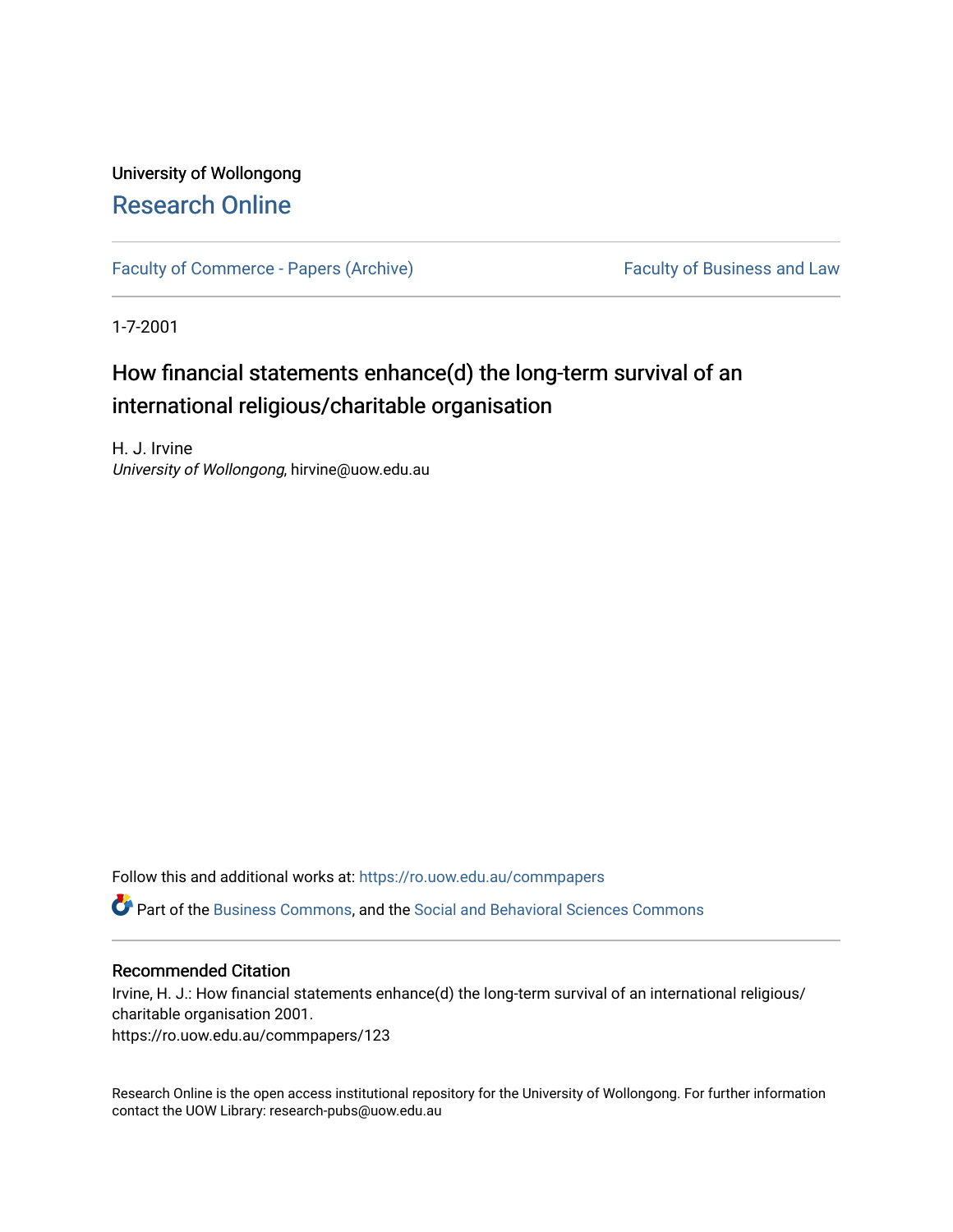University of Wollongong

## Research Online

Faculty of Commerce - Papers (Archive) | Faculty of Business and Law

1-7-2001

# How financial statements enhance(d) the long-term survival of an international religious/charitable organisation

H. J. Irvine
*University of Wollongong*, hirvine@uow.edu.au

Follow this and additional works at: https://ro.uow.edu.au/commpapers

Part of the Business Commons, and the Social and Behavioral Sciences Commons

### Recommended Citation

Irvine, H. J.: How financial statements enhance(d) the long-term survival of an international religious/charitable organisation 2001.
https://ro.uow.edu.au/commpapers/123

Research Online is the open access institutional repository for the University of Wollongong. For further information contact the UOW Library: research-pubs@uow.edu.au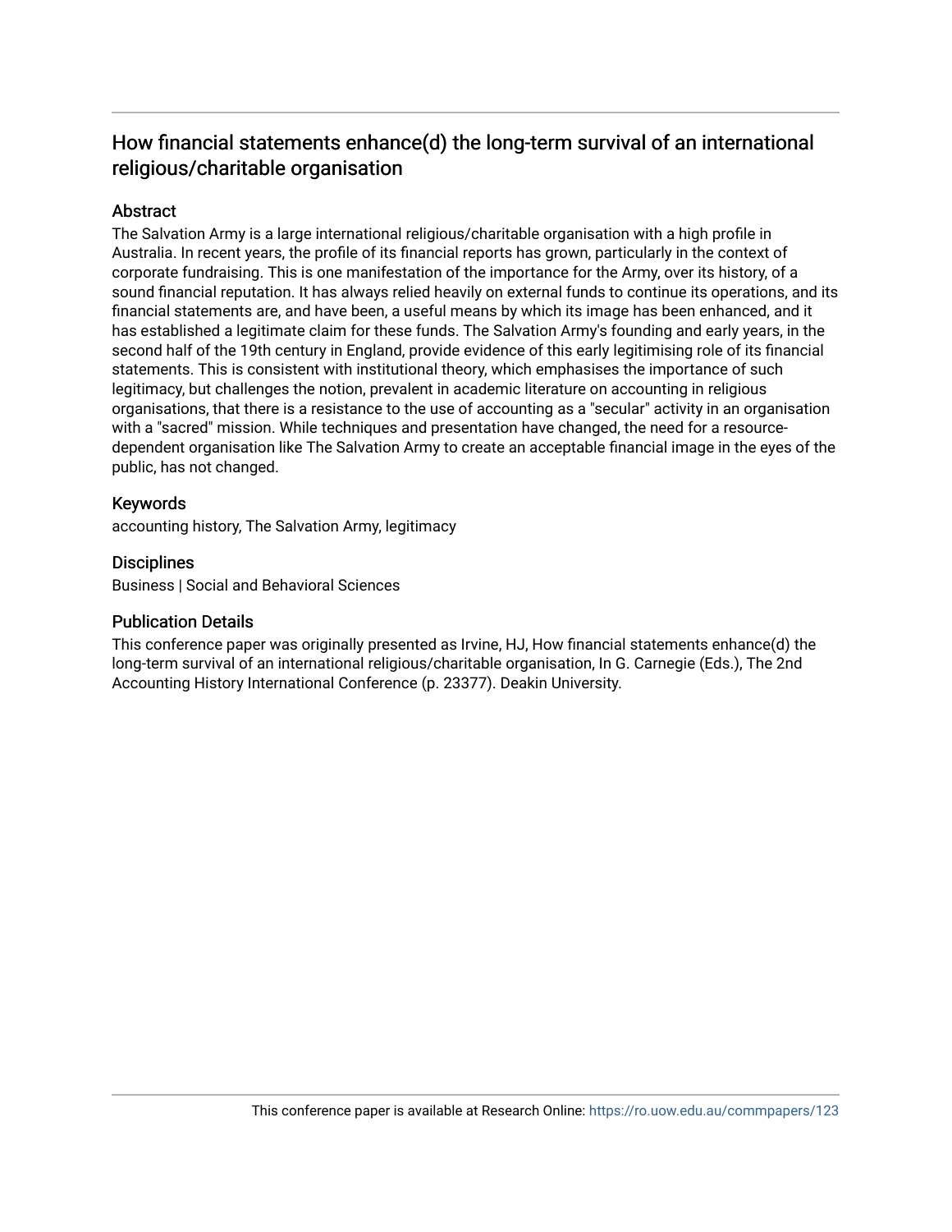# How financial statements enhance(d) the long-term survival of an international religious/charitable organisation

## Abstract

The Salvation Army is a large international religious/charitable organisation with a high profile in Australia. In recent years, the profile of its financial reports has grown, particularly in the context of corporate fundraising. This is one manifestation of the importance for the Army, over its history, of a sound financial reputation. It has always relied heavily on external funds to continue its operations, and its financial statements are, and have been, a useful means by which its image has been enhanced, and it has established a legitimate claim for these funds. The Salvation Army's founding and early years, in the second half of the 19th century in England, provide evidence of this early legitimising role of its financial statements. This is consistent with institutional theory, which emphasises the importance of such legitimacy, but challenges the notion, prevalent in academic literature on accounting in religious organisations, that there is a resistance to the use of accounting as a "secular" activity in an organisation with a "sacred" mission. While techniques and presentation have changed, the need for a resource-dependent organisation like The Salvation Army to create an acceptable financial image in the eyes of the public, has not changed.

## Keywords

accounting history, The Salvation Army, legitimacy

## Disciplines

Business | Social and Behavioral Sciences

## Publication Details

This conference paper was originally presented as Irvine, HJ, How financial statements enhance(d) the long-term survival of an international religious/charitable organisation, In G. Carnegie (Eds.), The 2nd Accounting History International Conference (p. 23377). Deakin University.

This conference paper is available at Research Online: https://ro.uow.edu.au/commpapers/123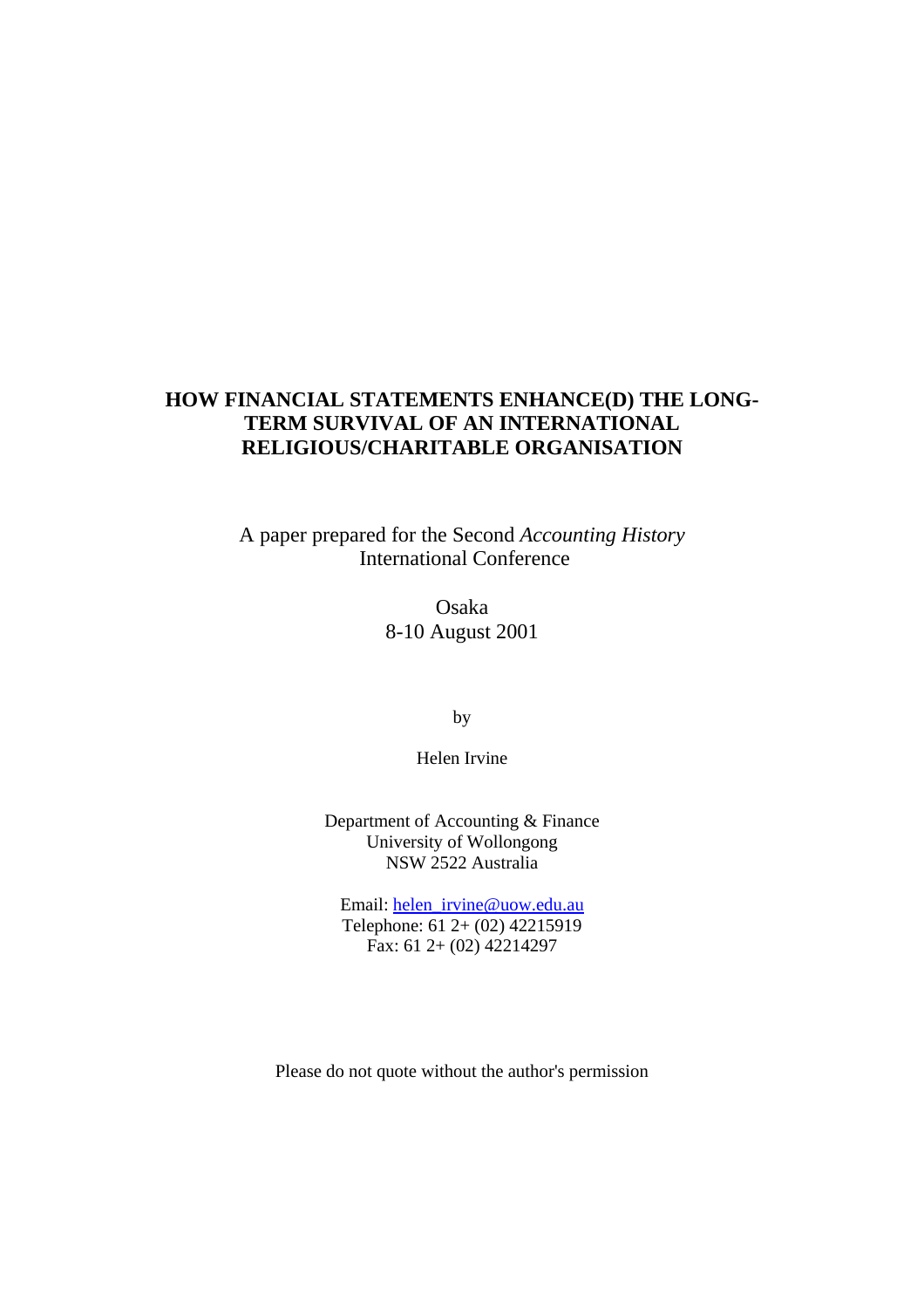# HOW FINANCIAL STATEMENTS ENHANCE(D) THE LONG-TERM SURVIVAL OF AN INTERNATIONAL RELIGIOUS/CHARITABLE ORGANISATION

A paper prepared for the Second *Accounting History* International Conference

Osaka
8-10 August 2001

by

Helen Irvine

Department of Accounting & Finance
University of Wollongong
NSW 2522 Australia

Email: helen_irvine@uow.edu.au
Telephone: 61 2+ (02) 42215919
Fax: 61 2+ (02) 42214297

Please do not quote without the author's permission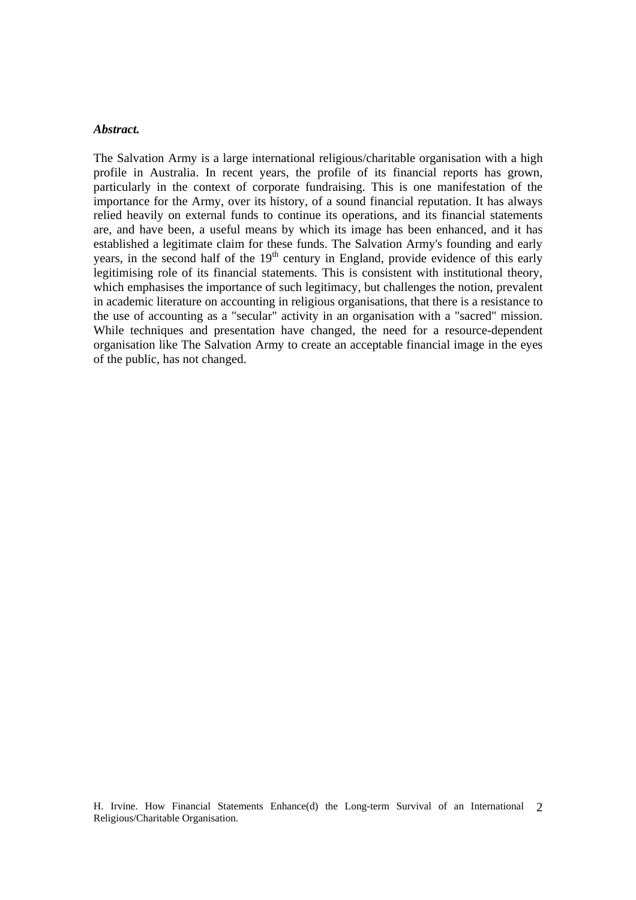***Abstract.***

The Salvation Army is a large international religious/charitable organisation with a high profile in Australia. In recent years, the profile of its financial reports has grown, particularly in the context of corporate fundraising. This is one manifestation of the importance for the Army, over its history, of a sound financial reputation. It has always relied heavily on external funds to continue its operations, and its financial statements are, and have been, a useful means by which its image has been enhanced, and it has established a legitimate claim for these funds. The Salvation Army's founding and early years, in the second half of the 19th century in England, provide evidence of this early legitimising role of its financial statements. This is consistent with institutional theory, which emphasises the importance of such legitimacy, but challenges the notion, prevalent in academic literature on accounting in religious organisations, that there is a resistance to the use of accounting as a "secular" activity in an organisation with a "sacred" mission. While techniques and presentation have changed, the need for a resource-dependent organisation like The Salvation Army to create an acceptable financial image in the eyes of the public, has not changed.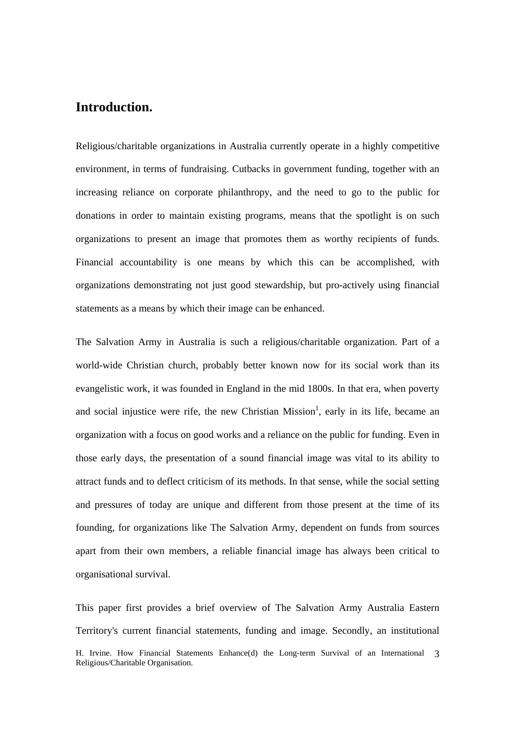## Introduction.

Religious/charitable organizations in Australia currently operate in a highly competitive environment, in terms of fundraising. Cutbacks in government funding, together with an increasing reliance on corporate philanthropy, and the need to go to the public for donations in order to maintain existing programs, means that the spotlight is on such organizations to present an image that promotes them as worthy recipients of funds. Financial accountability is one means by which this can be accomplished, with organizations demonstrating not just good stewardship, but pro-actively using financial statements as a means by which their image can be enhanced.

The Salvation Army in Australia is such a religious/charitable organization. Part of a world-wide Christian church, probably better known now for its social work than its evangelistic work, it was founded in England in the mid 1800s. In that era, when poverty and social injustice were rife, the new Christian Mission[1], early in its life, became an organization with a focus on good works and a reliance on the public for funding. Even in those early days, the presentation of a sound financial image was vital to its ability to attract funds and to deflect criticism of its methods. In that sense, while the social setting and pressures of today are unique and different from those present at the time of its founding, for organizations like The Salvation Army, dependent on funds from sources apart from their own members, a reliable financial image has always been critical to organisational survival.

This paper first provides a brief overview of The Salvation Army Australia Eastern Territory's current financial statements, funding and image. Secondly, an institutional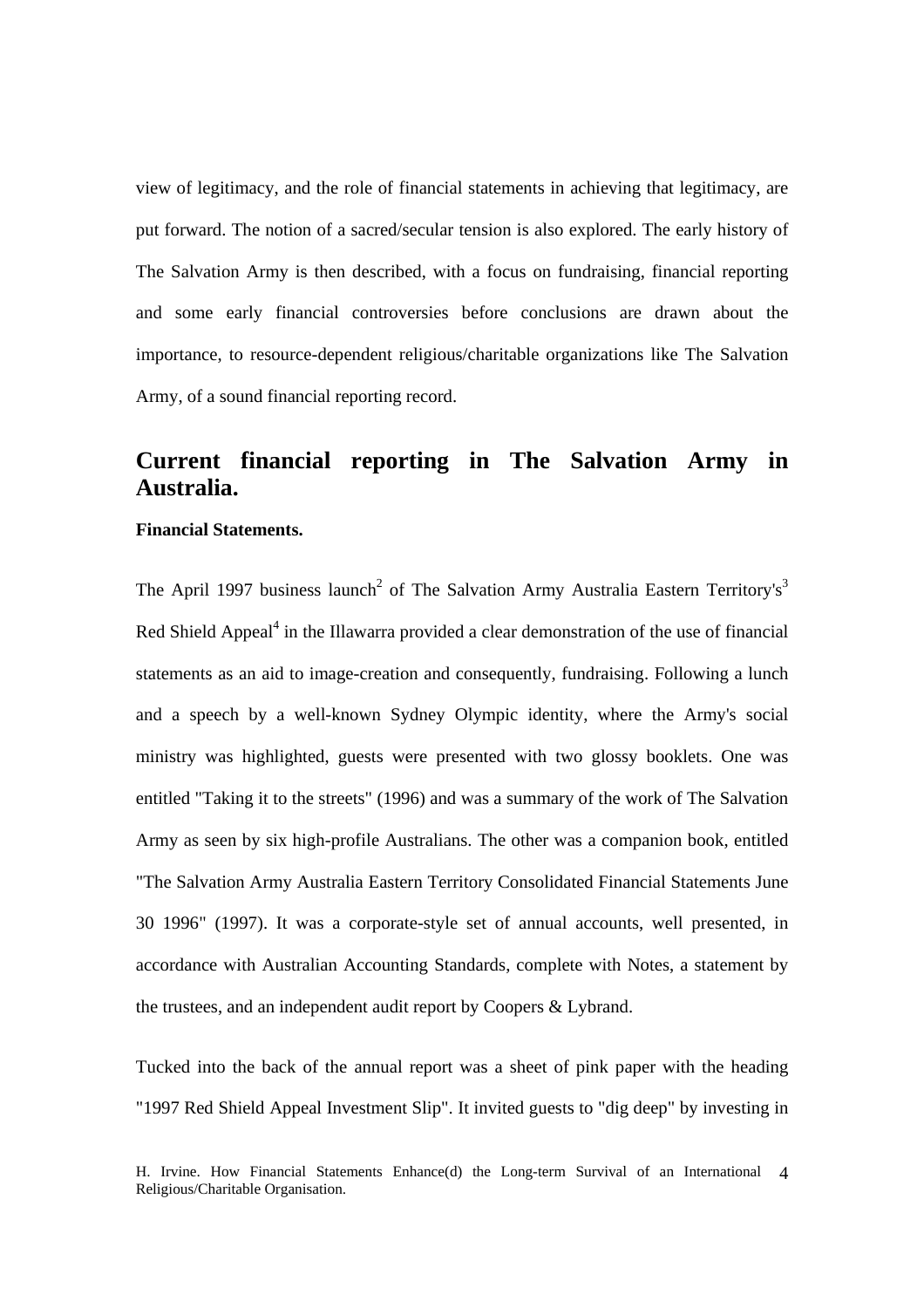view of legitimacy, and the role of financial statements in achieving that legitimacy, are put forward. The notion of a sacred/secular tension is also explored. The early history of The Salvation Army is then described, with a focus on fundraising, financial reporting and some early financial controversies before conclusions are drawn about the importance, to resource-dependent religious/charitable organizations like The Salvation Army, of a sound financial reporting record.

## Current financial reporting in The Salvation Army in Australia.

**Financial Statements.**

The April 1997 business launch[2] of The Salvation Army Australia Eastern Territory's[3] Red Shield Appeal[4] in the Illawarra provided a clear demonstration of the use of financial statements as an aid to image-creation and consequently, fundraising. Following a lunch and a speech by a well-known Sydney Olympic identity, where the Army's social ministry was highlighted, guests were presented with two glossy booklets. One was entitled "Taking it to the streets" (1996) and was a summary of the work of The Salvation Army as seen by six high-profile Australians. The other was a companion book, entitled "The Salvation Army Australia Eastern Territory Consolidated Financial Statements June 30 1996" (1997). It was a corporate-style set of annual accounts, well presented, in accordance with Australian Accounting Standards, complete with Notes, a statement by the trustees, and an independent audit report by Coopers & Lybrand.

Tucked into the back of the annual report was a sheet of pink paper with the heading "1997 Red Shield Appeal Investment Slip". It invited guests to "dig deep" by investing in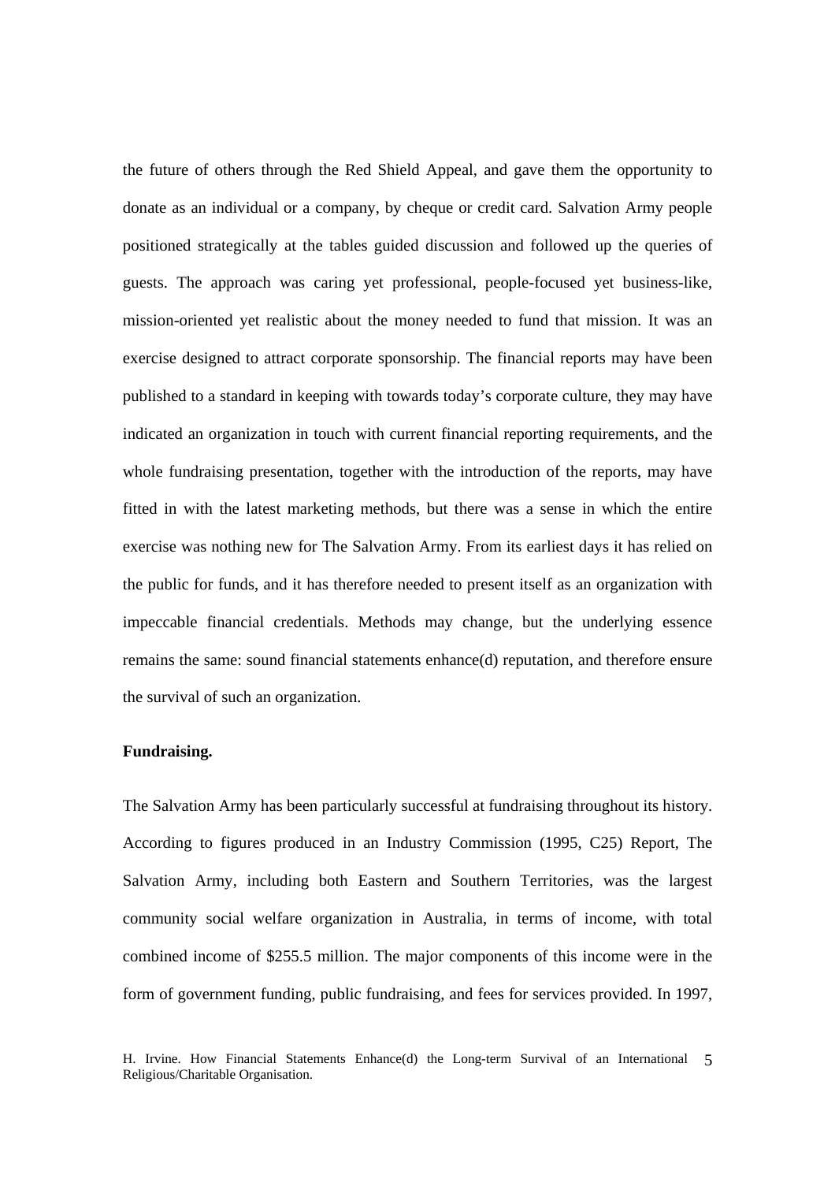the future of others through the Red Shield Appeal, and gave them the opportunity to donate as an individual or a company, by cheque or credit card. Salvation Army people positioned strategically at the tables guided discussion and followed up the queries of guests. The approach was caring yet professional, people-focused yet business-like, mission-oriented yet realistic about the money needed to fund that mission. It was an exercise designed to attract corporate sponsorship. The financial reports may have been published to a standard in keeping with towards today's corporate culture, they may have indicated an organization in touch with current financial reporting requirements, and the whole fundraising presentation, together with the introduction of the reports, may have fitted in with the latest marketing methods, but there was a sense in which the entire exercise was nothing new for The Salvation Army. From its earliest days it has relied on the public for funds, and it has therefore needed to present itself as an organization with impeccable financial credentials. Methods may change, but the underlying essence remains the same: sound financial statements enhance(d) reputation, and therefore ensure the survival of such an organization.

**Fundraising.**

The Salvation Army has been particularly successful at fundraising throughout its history. According to figures produced in an Industry Commission (1995, C25) Report, The Salvation Army, including both Eastern and Southern Territories, was the largest community social welfare organization in Australia, in terms of income, with total combined income of $255.5 million. The major components of this income were in the form of government funding, public fundraising, and fees for services provided. In 1997,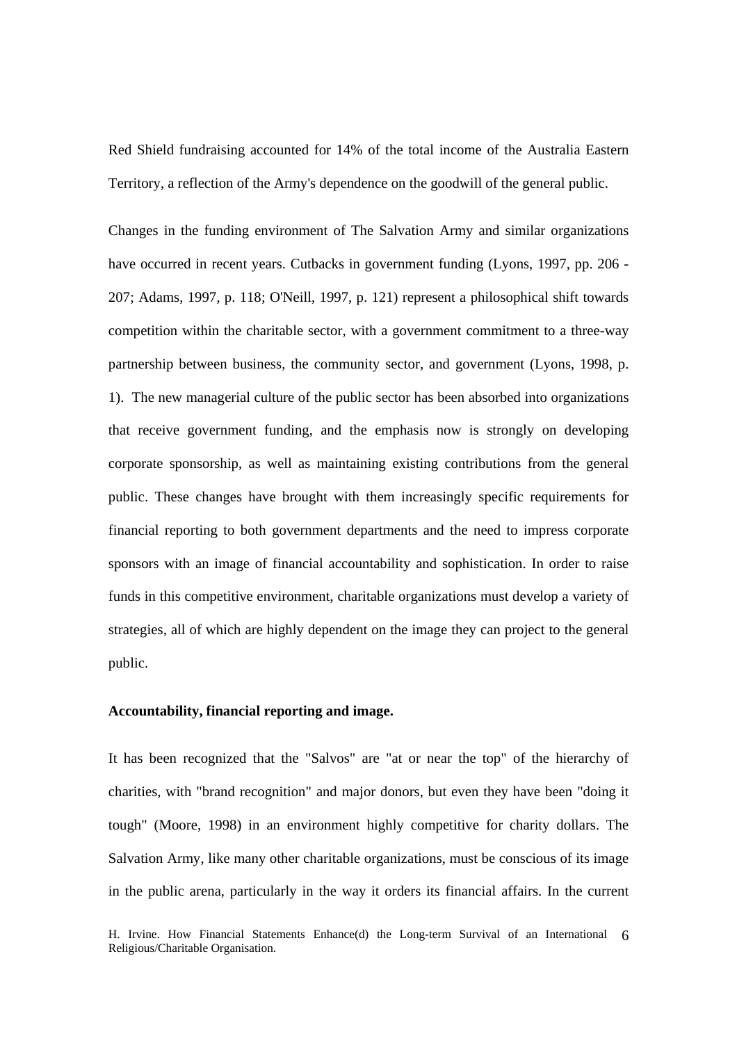Red Shield fundraising accounted for 14% of the total income of the Australia Eastern Territory, a reflection of the Army's dependence on the goodwill of the general public.

Changes in the funding environment of The Salvation Army and similar organizations have occurred in recent years. Cutbacks in government funding (Lyons, 1997, pp. 206 - 207; Adams, 1997, p. 118; O'Neill, 1997, p. 121) represent a philosophical shift towards competition within the charitable sector, with a government commitment to a three-way partnership between business, the community sector, and government (Lyons, 1998, p. 1). The new managerial culture of the public sector has been absorbed into organizations that receive government funding, and the emphasis now is strongly on developing corporate sponsorship, as well as maintaining existing contributions from the general public. These changes have brought with them increasingly specific requirements for financial reporting to both government departments and the need to impress corporate sponsors with an image of financial accountability and sophistication. In order to raise funds in this competitive environment, charitable organizations must develop a variety of strategies, all of which are highly dependent on the image they can project to the general public.

**Accountability, financial reporting and image.**

It has been recognized that the "Salvos" are "at or near the top" of the hierarchy of charities, with "brand recognition" and major donors, but even they have been "doing it tough" (Moore, 1998) in an environment highly competitive for charity dollars. The Salvation Army, like many other charitable organizations, must be conscious of its image in the public arena, particularly in the way it orders its financial affairs. In the current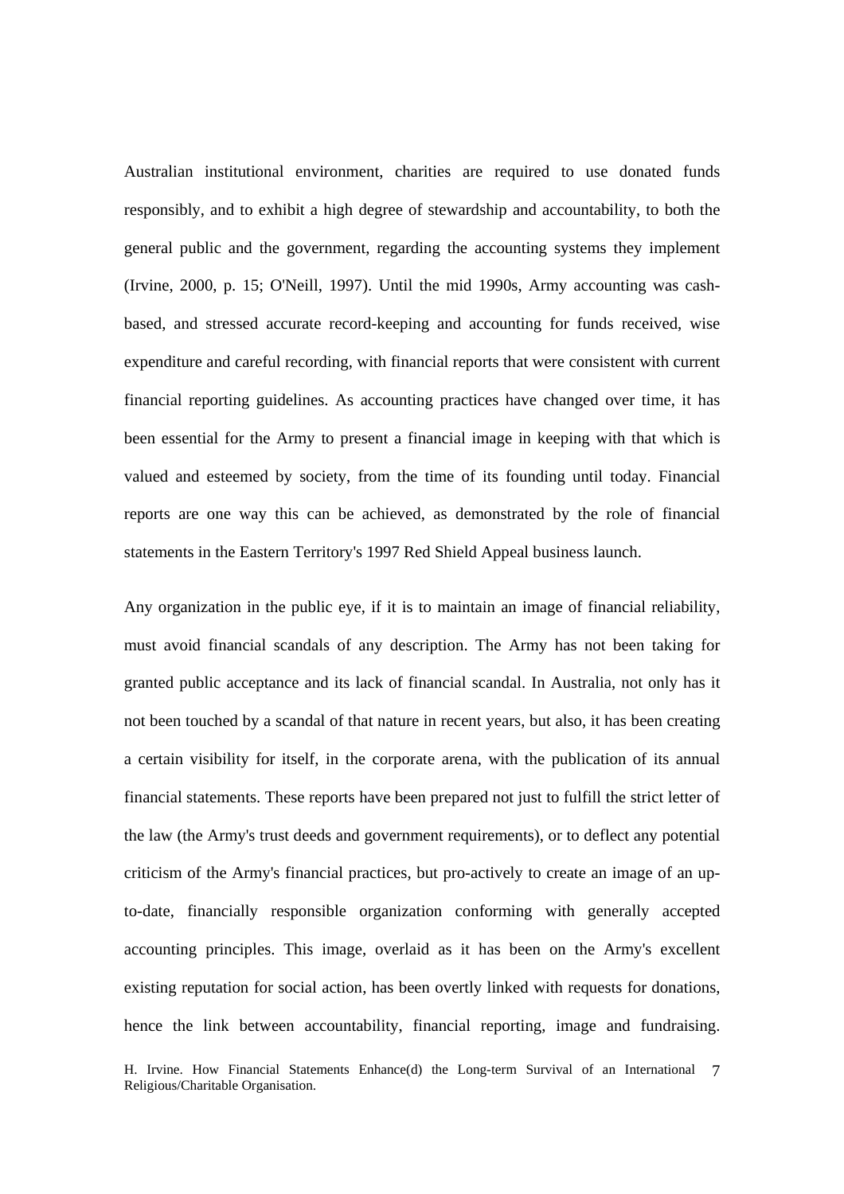Australian institutional environment, charities are required to use donated funds responsibly, and to exhibit a high degree of stewardship and accountability, to both the general public and the government, regarding the accounting systems they implement (Irvine, 2000, p. 15; O'Neill, 1997). Until the mid 1990s, Army accounting was cash-based, and stressed accurate record-keeping and accounting for funds received, wise expenditure and careful recording, with financial reports that were consistent with current financial reporting guidelines. As accounting practices have changed over time, it has been essential for the Army to present a financial image in keeping with that which is valued and esteemed by society, from the time of its founding until today. Financial reports are one way this can be achieved, as demonstrated by the role of financial statements in the Eastern Territory's 1997 Red Shield Appeal business launch.

Any organization in the public eye, if it is to maintain an image of financial reliability, must avoid financial scandals of any description. The Army has not been taking for granted public acceptance and its lack of financial scandal. In Australia, not only has it not been touched by a scandal of that nature in recent years, but also, it has been creating a certain visibility for itself, in the corporate arena, with the publication of its annual financial statements. These reports have been prepared not just to fulfill the strict letter of the law (the Army's trust deeds and government requirements), or to deflect any potential criticism of the Army's financial practices, but pro-actively to create an image of an up-to-date, financially responsible organization conforming with generally accepted accounting principles. This image, overlaid as it has been on the Army's excellent existing reputation for social action, has been overtly linked with requests for donations, hence the link between accountability, financial reporting, image and fundraising.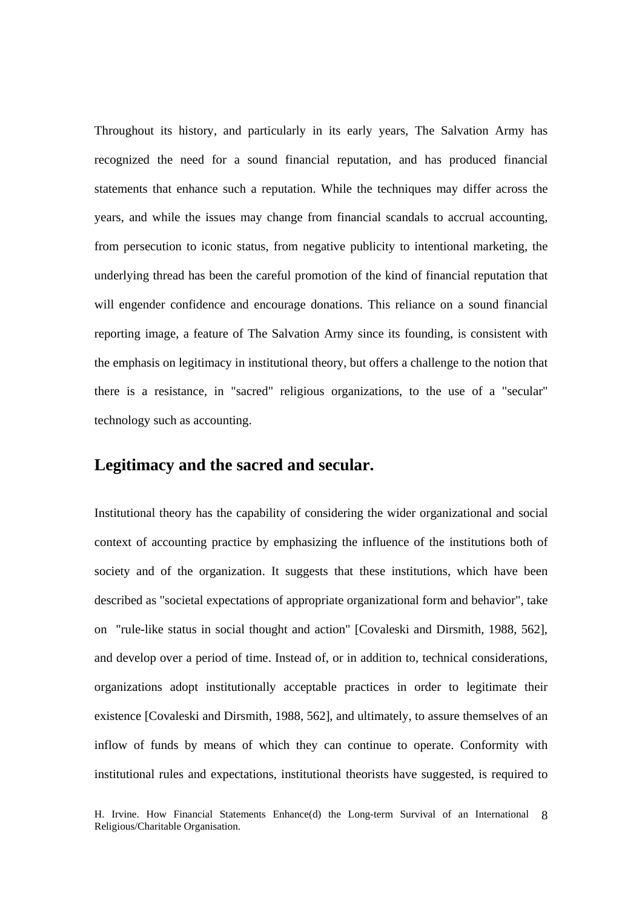Throughout its history, and particularly in its early years, The Salvation Army has recognized the need for a sound financial reputation, and has produced financial statements that enhance such a reputation. While the techniques may differ across the years, and while the issues may change from financial scandals to accrual accounting, from persecution to iconic status, from negative publicity to intentional marketing, the underlying thread has been the careful promotion of the kind of financial reputation that will engender confidence and encourage donations. This reliance on a sound financial reporting image, a feature of The Salvation Army since its founding, is consistent with the emphasis on legitimacy in institutional theory, but offers a challenge to the notion that there is a resistance, in "sacred" religious organizations, to the use of a "secular" technology such as accounting.

## Legitimacy and the sacred and secular.

Institutional theory has the capability of considering the wider organizational and social context of accounting practice by emphasizing the influence of the institutions both of society and of the organization. It suggests that these institutions, which have been described as "societal expectations of appropriate organizational form and behavior", take on "rule-like status in social thought and action" [Covaleski and Dirsmith, 1988, 562], and develop over a period of time. Instead of, or in addition to, technical considerations, organizations adopt institutionally acceptable practices in order to legitimate their existence [Covaleski and Dirsmith, 1988, 562], and ultimately, to assure themselves of an inflow of funds by means of which they can continue to operate. Conformity with institutional rules and expectations, institutional theorists have suggested, is required to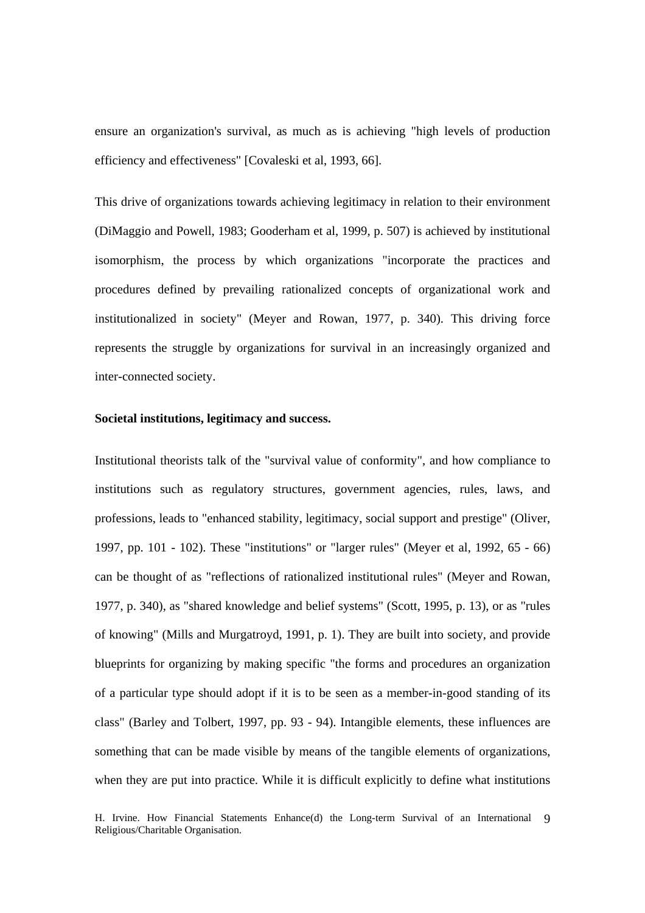ensure an organization's survival, as much as is achieving "high levels of production efficiency and effectiveness" [Covaleski et al, 1993, 66].

This drive of organizations towards achieving legitimacy in relation to their environment (DiMaggio and Powell, 1983; Gooderham et al, 1999, p. 507) is achieved by institutional isomorphism, the process by which organizations "incorporate the practices and procedures defined by prevailing rationalized concepts of organizational work and institutionalized in society" (Meyer and Rowan, 1977, p. 340). This driving force represents the struggle by organizations for survival in an increasingly organized and inter-connected society.

**Societal institutions, legitimacy and success.**

Institutional theorists talk of the "survival value of conformity", and how compliance to institutions such as regulatory structures, government agencies, rules, laws, and professions, leads to "enhanced stability, legitimacy, social support and prestige" (Oliver, 1997, pp. 101 - 102). These "institutions" or "larger rules" (Meyer et al, 1992, 65 - 66) can be thought of as "reflections of rationalized institutional rules" (Meyer and Rowan, 1977, p. 340), as "shared knowledge and belief systems" (Scott, 1995, p. 13), or as "rules of knowing" (Mills and Murgatroyd, 1991, p. 1). They are built into society, and provide blueprints for organizing by making specific "the forms and procedures an organization of a particular type should adopt if it is to be seen as a member-in-good standing of its class" (Barley and Tolbert, 1997, pp. 93 - 94). Intangible elements, these influences are something that can be made visible by means of the tangible elements of organizations, when they are put into practice. While it is difficult explicitly to define what institutions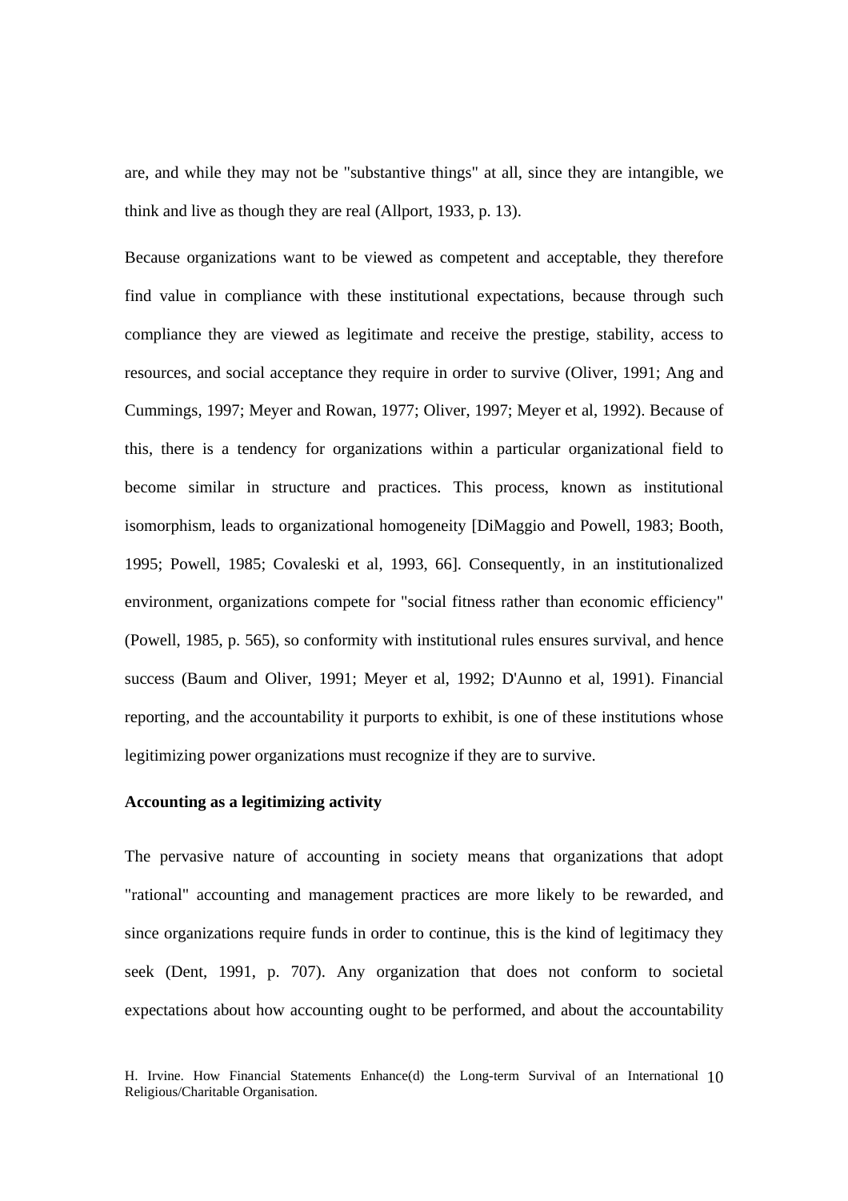are, and while they may not be "substantive things" at all, since they are intangible, we think and live as though they are real (Allport, 1933, p. 13).

Because organizations want to be viewed as competent and acceptable, they therefore find value in compliance with these institutional expectations, because through such compliance they are viewed as legitimate and receive the prestige, stability, access to resources, and social acceptance they require in order to survive (Oliver, 1991; Ang and Cummings, 1997; Meyer and Rowan, 1977; Oliver, 1997; Meyer et al, 1992). Because of this, there is a tendency for organizations within a particular organizational field to become similar in structure and practices. This process, known as institutional isomorphism, leads to organizational homogeneity [DiMaggio and Powell, 1983; Booth, 1995; Powell, 1985; Covaleski et al, 1993, 66]. Consequently, in an institutionalized environment, organizations compete for "social fitness rather than economic efficiency" (Powell, 1985, p. 565), so conformity with institutional rules ensures survival, and hence success (Baum and Oliver, 1991; Meyer et al, 1992; D'Aunno et al, 1991). Financial reporting, and the accountability it purports to exhibit, is one of these institutions whose legitimizing power organizations must recognize if they are to survive.

**Accounting as a legitimizing activity**

The pervasive nature of accounting in society means that organizations that adopt "rational" accounting and management practices are more likely to be rewarded, and since organizations require funds in order to continue, this is the kind of legitimacy they seek (Dent, 1991, p. 707). Any organization that does not conform to societal expectations about how accounting ought to be performed, and about the accountability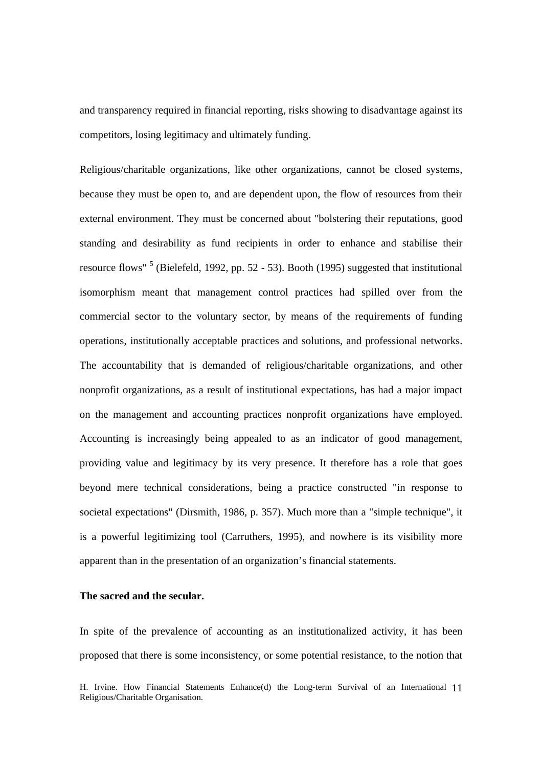and transparency required in financial reporting, risks showing to disadvantage against its competitors, losing legitimacy and ultimately funding.

Religious/charitable organizations, like other organizations, cannot be closed systems, because they must be open to, and are dependent upon, the flow of resources from their external environment. They must be concerned about "bolstering their reputations, good standing and desirability as fund recipients in order to enhance and stabilise their resource flows" [5] (Bielefeld, 1992, pp. 52 - 53). Booth (1995) suggested that institutional isomorphism meant that management control practices had spilled over from the commercial sector to the voluntary sector, by means of the requirements of funding operations, institutionally acceptable practices and solutions, and professional networks. The accountability that is demanded of religious/charitable organizations, and other nonprofit organizations, as a result of institutional expectations, has had a major impact on the management and accounting practices nonprofit organizations have employed. Accounting is increasingly being appealed to as an indicator of good management, providing value and legitimacy by its very presence. It therefore has a role that goes beyond mere technical considerations, being a practice constructed "in response to societal expectations" (Dirsmith, 1986, p. 357). Much more than a "simple technique", it is a powerful legitimizing tool (Carruthers, 1995), and nowhere is its visibility more apparent than in the presentation of an organization's financial statements.

**The sacred and the secular.**

In spite of the prevalence of accounting as an institutionalized activity, it has been proposed that there is some inconsistency, or some potential resistance, to the notion that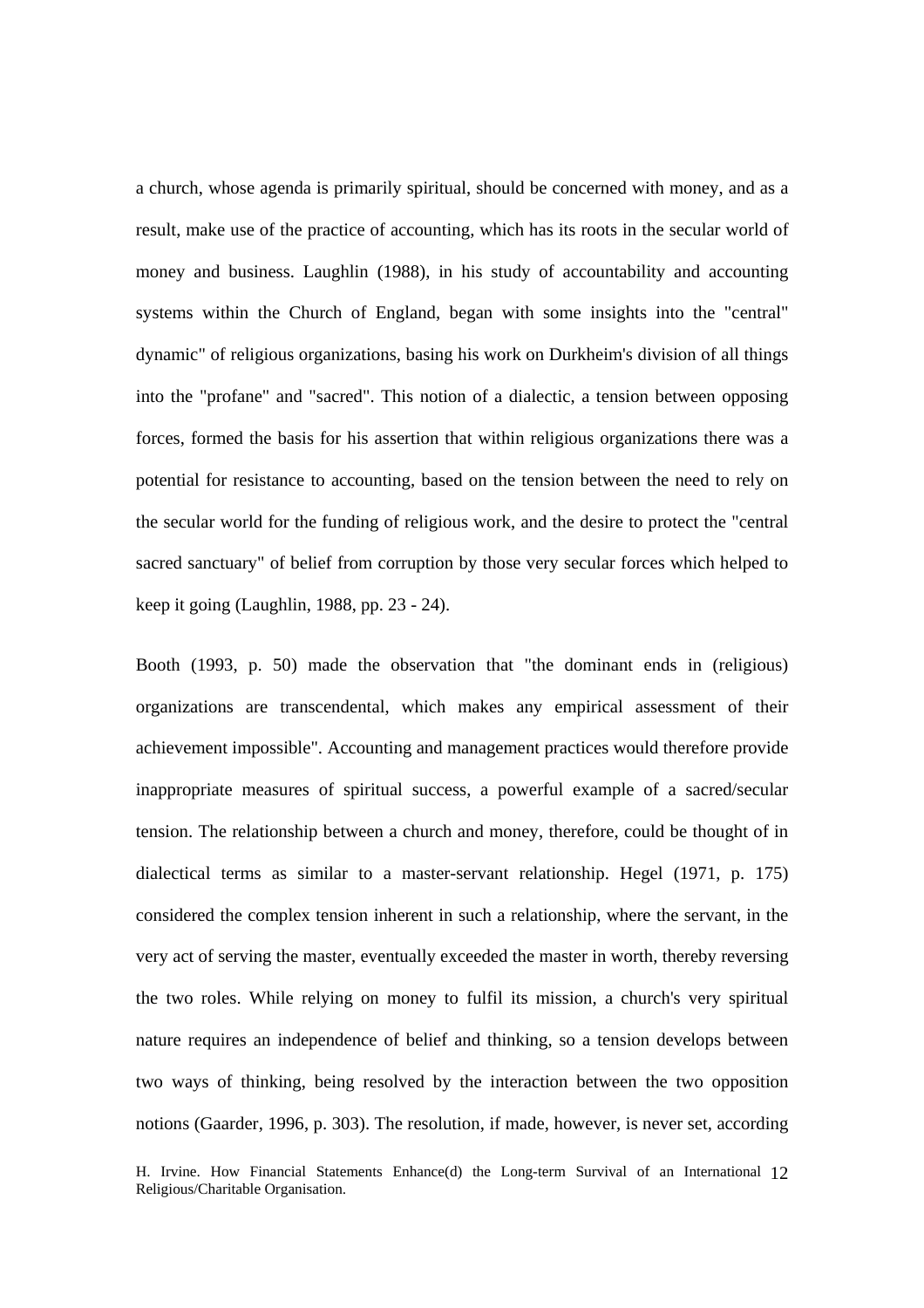a church, whose agenda is primarily spiritual, should be concerned with money, and as a result, make use of the practice of accounting, which has its roots in the secular world of money and business. Laughlin (1988), in his study of accountability and accounting systems within the Church of England, began with some insights into the "central" dynamic" of religious organizations, basing his work on Durkheim's division of all things into the "profane" and "sacred". This notion of a dialectic, a tension between opposing forces, formed the basis for his assertion that within religious organizations there was a potential for resistance to accounting, based on the tension between the need to rely on the secular world for the funding of religious work, and the desire to protect the "central sacred sanctuary" of belief from corruption by those very secular forces which helped to keep it going (Laughlin, 1988, pp. 23 - 24).

Booth (1993, p. 50) made the observation that "the dominant ends in (religious) organizations are transcendental, which makes any empirical assessment of their achievement impossible". Accounting and management practices would therefore provide inappropriate measures of spiritual success, a powerful example of a sacred/secular tension. The relationship between a church and money, therefore, could be thought of in dialectical terms as similar to a master-servant relationship. Hegel (1971, p. 175) considered the complex tension inherent in such a relationship, where the servant, in the very act of serving the master, eventually exceeded the master in worth, thereby reversing the two roles. While relying on money to fulfil its mission, a church's very spiritual nature requires an independence of belief and thinking, so a tension develops between two ways of thinking, being resolved by the interaction between the two opposition notions (Gaarder, 1996, p. 303). The resolution, if made, however, is never set, according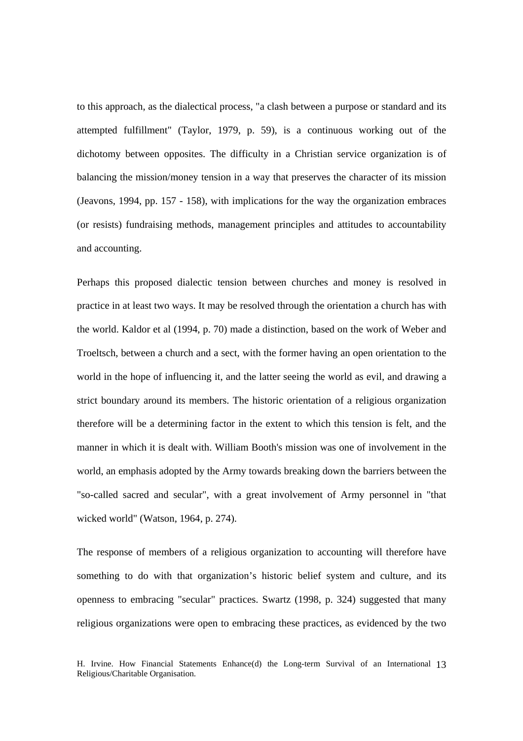to this approach, as the dialectical process, "a clash between a purpose or standard and its attempted fulfillment" (Taylor, 1979, p. 59), is a continuous working out of the dichotomy between opposites. The difficulty in a Christian service organization is of balancing the mission/money tension in a way that preserves the character of its mission (Jeavons, 1994, pp. 157 - 158), with implications for the way the organization embraces (or resists) fundraising methods, management principles and attitudes to accountability and accounting.

Perhaps this proposed dialectic tension between churches and money is resolved in practice in at least two ways. It may be resolved through the orientation a church has with the world. Kaldor et al (1994, p. 70) made a distinction, based on the work of Weber and Troeltsch, between a church and a sect, with the former having an open orientation to the world in the hope of influencing it, and the latter seeing the world as evil, and drawing a strict boundary around its members. The historic orientation of a religious organization therefore will be a determining factor in the extent to which this tension is felt, and the manner in which it is dealt with. William Booth's mission was one of involvement in the world, an emphasis adopted by the Army towards breaking down the barriers between the "so-called sacred and secular", with a great involvement of Army personnel in "that wicked world" (Watson, 1964, p. 274).

The response of members of a religious organization to accounting will therefore have something to do with that organization's historic belief system and culture, and its openness to embracing "secular" practices. Swartz (1998, p. 324) suggested that many religious organizations were open to embracing these practices, as evidenced by the two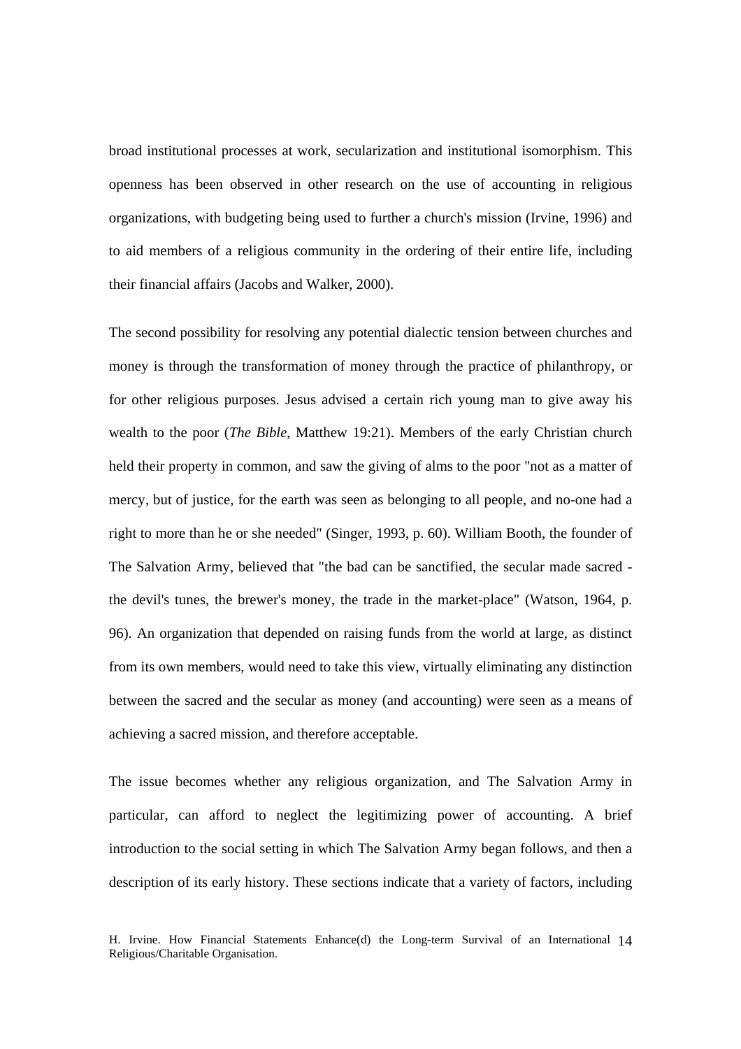broad institutional processes at work, secularization and institutional isomorphism. This openness has been observed in other research on the use of accounting in religious organizations, with budgeting being used to further a church's mission (Irvine, 1996) and to aid members of a religious community in the ordering of their entire life, including their financial affairs (Jacobs and Walker, 2000).

The second possibility for resolving any potential dialectic tension between churches and money is through the transformation of money through the practice of philanthropy, or for other religious purposes. Jesus advised a certain rich young man to give away his wealth to the poor (*The Bible*, Matthew 19:21). Members of the early Christian church held their property in common, and saw the giving of alms to the poor "not as a matter of mercy, but of justice, for the earth was seen as belonging to all people, and no-one had a right to more than he or she needed" (Singer, 1993, p. 60). William Booth, the founder of The Salvation Army, believed that "the bad can be sanctified, the secular made sacred - the devil's tunes, the brewer's money, the trade in the market-place" (Watson, 1964, p. 96). An organization that depended on raising funds from the world at large, as distinct from its own members, would need to take this view, virtually eliminating any distinction between the sacred and the secular as money (and accounting) were seen as a means of achieving a sacred mission, and therefore acceptable.

The issue becomes whether any religious organization, and The Salvation Army in particular, can afford to neglect the legitimizing power of accounting. A brief introduction to the social setting in which The Salvation Army began follows, and then a description of its early history. These sections indicate that a variety of factors, including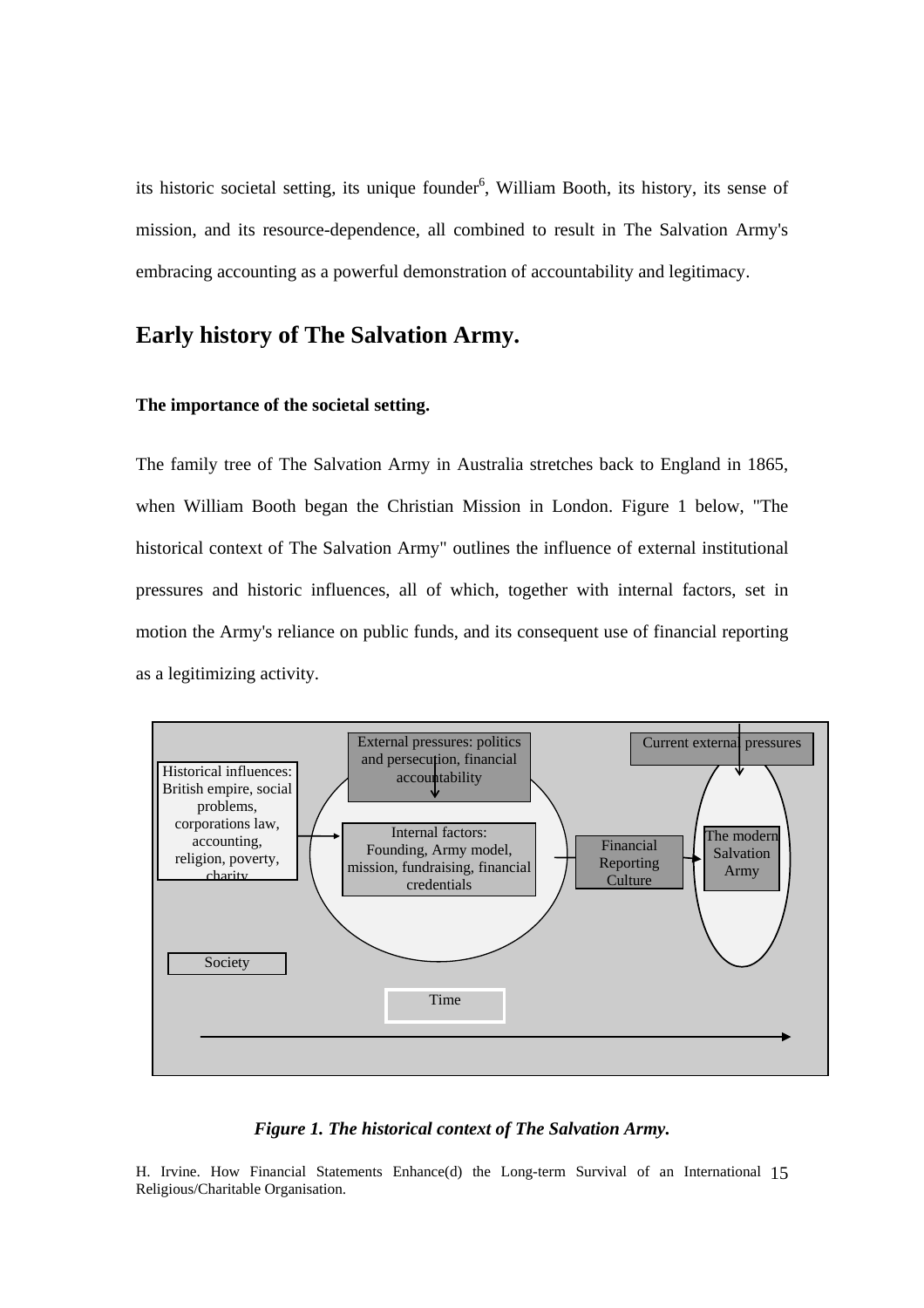its historic societal setting, its unique founder[6], William Booth, its history, its sense of mission, and its resource-dependence, all combined to result in The Salvation Army's embracing accounting as a powerful demonstration of accountability and legitimacy.

## Early history of The Salvation Army.

### The importance of the societal setting.

The family tree of The Salvation Army in Australia stretches back to England in 1865, when William Booth began the Christian Mission in London. Figure 1 below, "The historical context of The Salvation Army" outlines the influence of external institutional pressures and historic influences, all of which, together with internal factors, set in motion the Army's reliance on public funds, and its consequent use of financial reporting as a legitimizing activity.

External pressures: politics and persecution, financial accountability

Current external pressures

Historical influences: British empire, social problems, corporations law, accounting, religion, poverty, charity

Internal factors: Founding, Army model, mission, fundraising, financial credentials

Financial Reporting Culture

The modern Salvation Army

Society

Time

*Figure 1. The historical context of The Salvation Army.*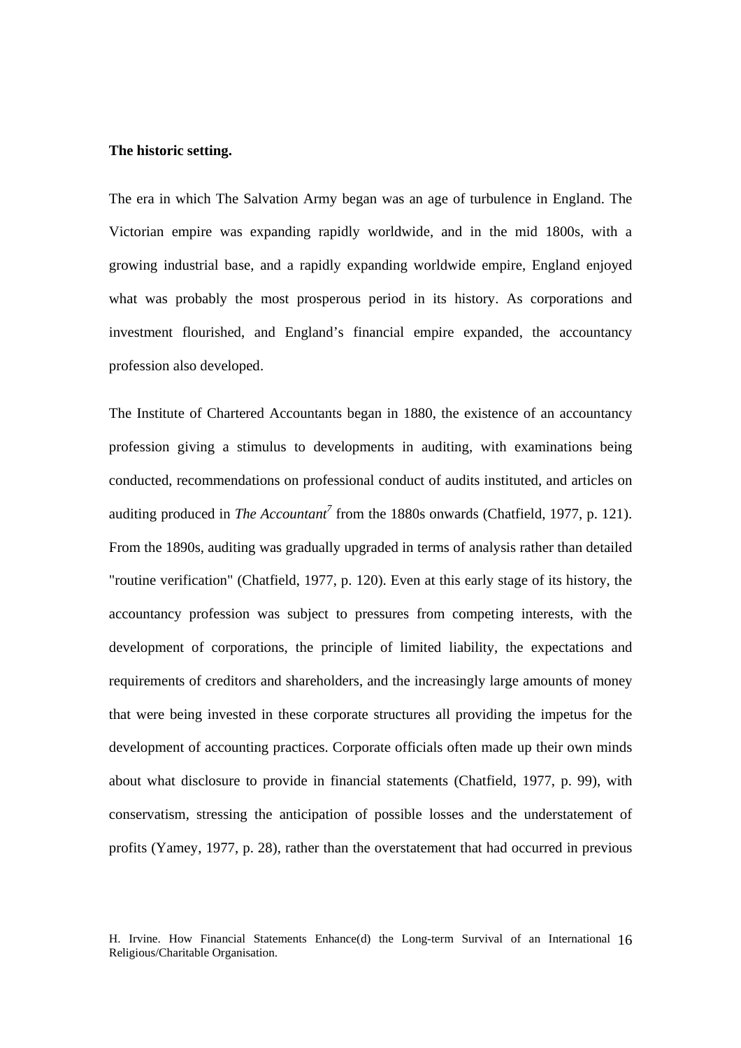**The historic setting.**

The era in which The Salvation Army began was an age of turbulence in England. The Victorian empire was expanding rapidly worldwide, and in the mid 1800s, with a growing industrial base, and a rapidly expanding worldwide empire, England enjoyed what was probably the most prosperous period in its history. As corporations and investment flourished, and England's financial empire expanded, the accountancy profession also developed.

The Institute of Chartered Accountants began in 1880, the existence of an accountancy profession giving a stimulus to developments in auditing, with examinations being conducted, recommendations on professional conduct of audits instituted, and articles on auditing produced in *The Accountant*[7] from the 1880s onwards (Chatfield, 1977, p. 121). From the 1890s, auditing was gradually upgraded in terms of analysis rather than detailed "routine verification" (Chatfield, 1977, p. 120). Even at this early stage of its history, the accountancy profession was subject to pressures from competing interests, with the development of corporations, the principle of limited liability, the expectations and requirements of creditors and shareholders, and the increasingly large amounts of money that were being invested in these corporate structures all providing the impetus for the development of accounting practices. Corporate officials often made up their own minds about what disclosure to provide in financial statements (Chatfield, 1977, p. 99), with conservatism, stressing the anticipation of possible losses and the understatement of profits (Yamey, 1977, p. 28), rather than the overstatement that had occurred in previous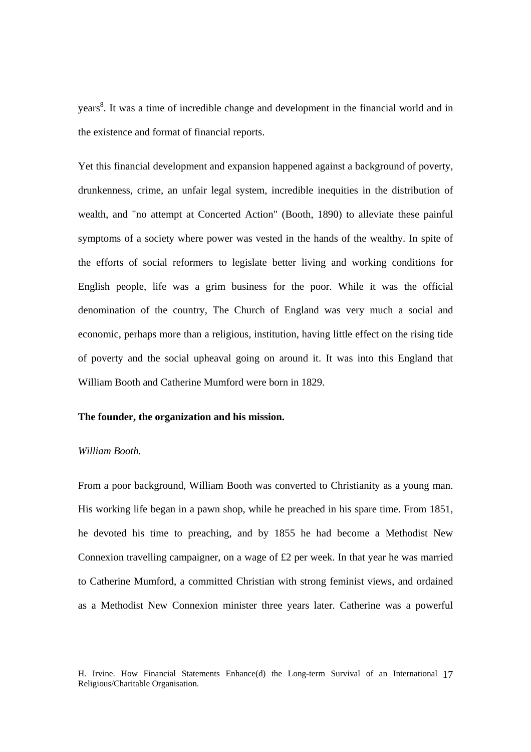years[8]. It was a time of incredible change and development in the financial world and in the existence and format of financial reports.

Yet this financial development and expansion happened against a background of poverty, drunkenness, crime, an unfair legal system, incredible inequities in the distribution of wealth, and "no attempt at Concerted Action" (Booth, 1890) to alleviate these painful symptoms of a society where power was vested in the hands of the wealthy. In spite of the efforts of social reformers to legislate better living and working conditions for English people, life was a grim business for the poor. While it was the official denomination of the country, The Church of England was very much a social and economic, perhaps more than a religious, institution, having little effect on the rising tide of poverty and the social upheaval going on around it. It was into this England that William Booth and Catherine Mumford were born in 1829.

**The founder, the organization and his mission.**

*William Booth.*

From a poor background, William Booth was converted to Christianity as a young man. His working life began in a pawn shop, while he preached in his spare time. From 1851, he devoted his time to preaching, and by 1855 he had become a Methodist New Connexion travelling campaigner, on a wage of £2 per week. In that year he was married to Catherine Mumford, a committed Christian with strong feminist views, and ordained as a Methodist New Connexion minister three years later. Catherine was a powerful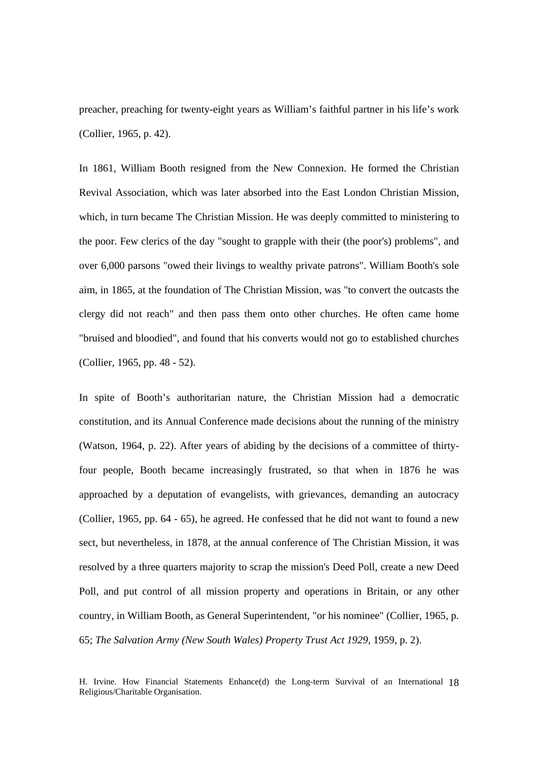preacher, preaching for twenty-eight years as William's faithful partner in his life's work (Collier, 1965, p. 42).

In 1861, William Booth resigned from the New Connexion. He formed the Christian Revival Association, which was later absorbed into the East London Christian Mission, which, in turn became The Christian Mission. He was deeply committed to ministering to the poor. Few clerics of the day "sought to grapple with their (the poor's) problems", and over 6,000 parsons "owed their livings to wealthy private patrons". William Booth's sole aim, in 1865, at the foundation of The Christian Mission, was "to convert the outcasts the clergy did not reach" and then pass them onto other churches. He often came home "bruised and bloodied", and found that his converts would not go to established churches (Collier, 1965, pp. 48 - 52).

In spite of Booth's authoritarian nature, the Christian Mission had a democratic constitution, and its Annual Conference made decisions about the running of the ministry (Watson, 1964, p. 22). After years of abiding by the decisions of a committee of thirty-four people, Booth became increasingly frustrated, so that when in 1876 he was approached by a deputation of evangelists, with grievances, demanding an autocracy (Collier, 1965, pp. 64 - 65), he agreed. He confessed that he did not want to found a new sect, but nevertheless, in 1878, at the annual conference of The Christian Mission, it was resolved by a three quarters majority to scrap the mission's Deed Poll, create a new Deed Poll, and put control of all mission property and operations in Britain, or any other country, in William Booth, as General Superintendent, "or his nominee" (Collier, 1965, p. 65; *The Salvation Army (New South Wales) Property Trust Act 1929*, 1959, p. 2).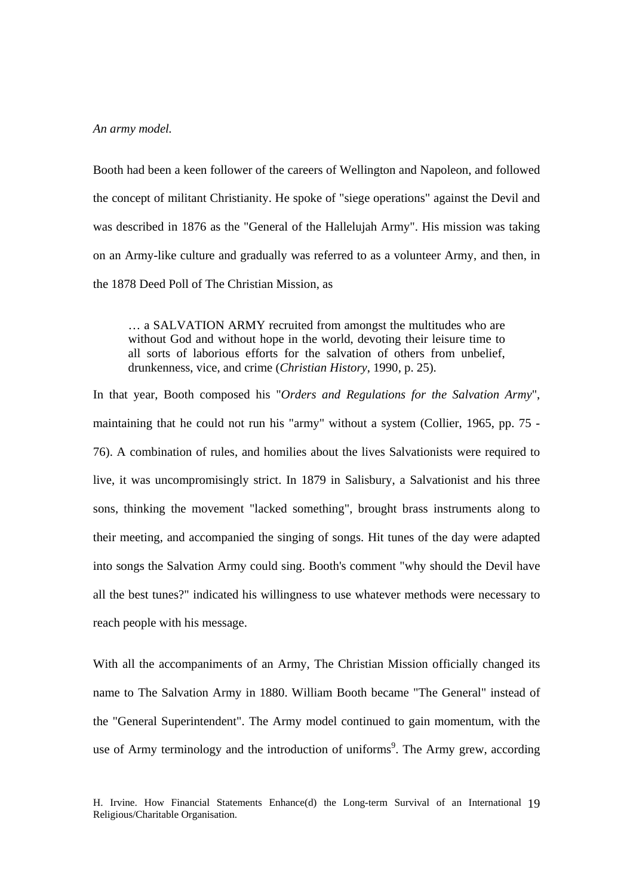*An army model.*

Booth had been a keen follower of the careers of Wellington and Napoleon, and followed the concept of militant Christianity. He spoke of "siege operations" against the Devil and was described in 1876 as the "General of the Hallelujah Army". His mission was taking on an Army-like culture and gradually was referred to as a volunteer Army, and then, in the 1878 Deed Poll of The Christian Mission, as

> … a SALVATION ARMY recruited from amongst the multitudes who are without God and without hope in the world, devoting their leisure time to all sorts of laborious efforts for the salvation of others from unbelief, drunkenness, vice, and crime (*Christian History*, 1990, p. 25).

In that year, Booth composed his "*Orders and Regulations for the Salvation Army*", maintaining that he could not run his "army" without a system (Collier, 1965, pp. 75 - 76). A combination of rules, and homilies about the lives Salvationists were required to live, it was uncompromisingly strict. In 1879 in Salisbury, a Salvationist and his three sons, thinking the movement "lacked something", brought brass instruments along to their meeting, and accompanied the singing of songs. Hit tunes of the day were adapted into songs the Salvation Army could sing. Booth's comment "why should the Devil have all the best tunes?" indicated his willingness to use whatever methods were necessary to reach people with his message.

With all the accompaniments of an Army, The Christian Mission officially changed its name to The Salvation Army in 1880. William Booth became "The General" instead of the "General Superintendent". The Army model continued to gain momentum, with the use of Army terminology and the introduction of uniforms[9]. The Army grew, according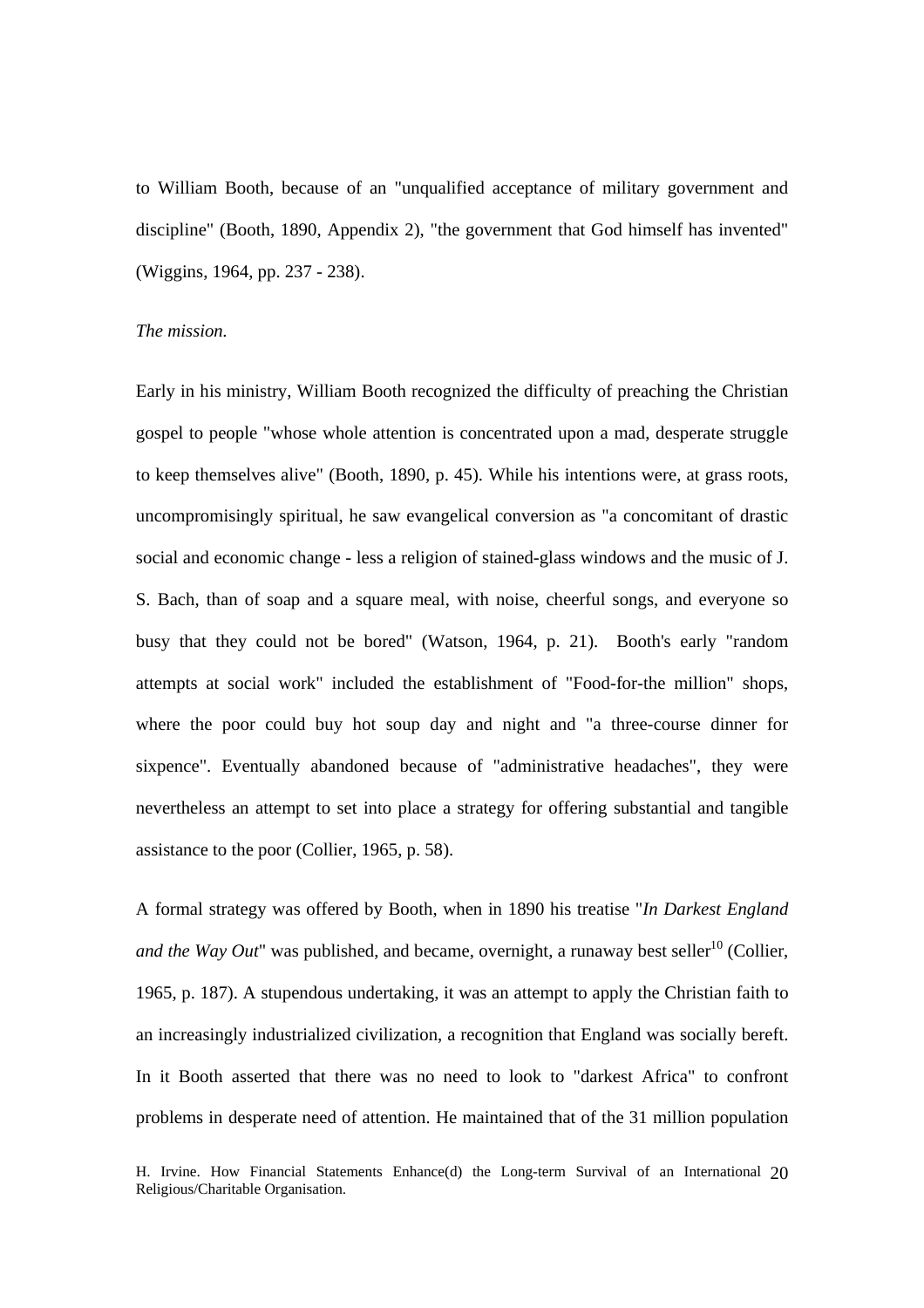to William Booth, because of an "unqualified acceptance of military government and discipline" (Booth, 1890, Appendix 2), "the government that God himself has invented" (Wiggins, 1964, pp. 237 - 238).

*The mission.*

Early in his ministry, William Booth recognized the difficulty of preaching the Christian gospel to people "whose whole attention is concentrated upon a mad, desperate struggle to keep themselves alive" (Booth, 1890, p. 45). While his intentions were, at grass roots, uncompromisingly spiritual, he saw evangelical conversion as "a concomitant of drastic social and economic change - less a religion of stained-glass windows and the music of J. S. Bach, than of soap and a square meal, with noise, cheerful songs, and everyone so busy that they could not be bored" (Watson, 1964, p. 21). Booth's early "random attempts at social work" included the establishment of "Food-for-the million" shops, where the poor could buy hot soup day and night and "a three-course dinner for sixpence". Eventually abandoned because of "administrative headaches", they were nevertheless an attempt to set into place a strategy for offering substantial and tangible assistance to the poor (Collier, 1965, p. 58).

A formal strategy was offered by Booth, when in 1890 his treatise "*In Darkest England and the Way Out*" was published, and became, overnight, a runaway best seller[10] (Collier, 1965, p. 187). A stupendous undertaking, it was an attempt to apply the Christian faith to an increasingly industrialized civilization, a recognition that England was socially bereft. In it Booth asserted that there was no need to look to "darkest Africa" to confront problems in desperate need of attention. He maintained that of the 31 million population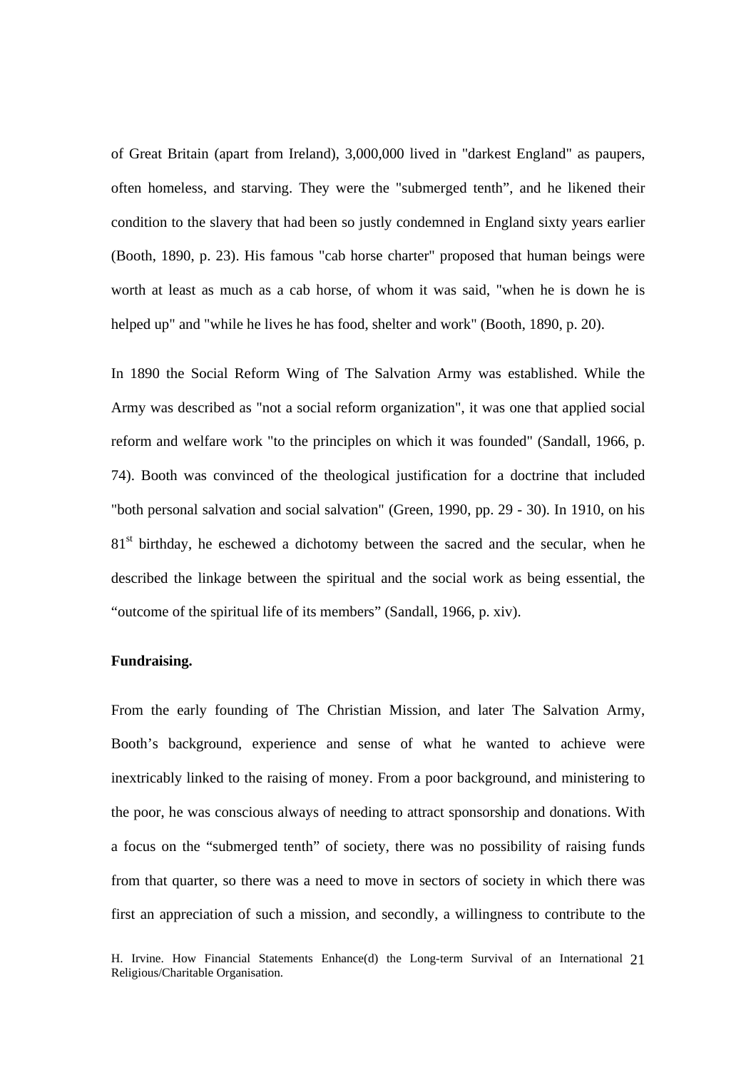of Great Britain (apart from Ireland), 3,000,000 lived in "darkest England" as paupers, often homeless, and starving. They were the "submerged tenth", and he likened their condition to the slavery that had been so justly condemned in England sixty years earlier (Booth, 1890, p. 23). His famous "cab horse charter" proposed that human beings were worth at least as much as a cab horse, of whom it was said, "when he is down he is helped up" and "while he lives he has food, shelter and work" (Booth, 1890, p. 20).

In 1890 the Social Reform Wing of The Salvation Army was established. While the Army was described as "not a social reform organization", it was one that applied social reform and welfare work "to the principles on which it was founded" (Sandall, 1966, p. 74). Booth was convinced of the theological justification for a doctrine that included "both personal salvation and social salvation" (Green, 1990, pp. 29 - 30). In 1910, on his 81st birthday, he eschewed a dichotomy between the sacred and the secular, when he described the linkage between the spiritual and the social work as being essential, the "outcome of the spiritual life of its members" (Sandall, 1966, p. xiv).

**Fundraising.**

From the early founding of The Christian Mission, and later The Salvation Army, Booth's background, experience and sense of what he wanted to achieve were inextricably linked to the raising of money. From a poor background, and ministering to the poor, he was conscious always of needing to attract sponsorship and donations. With a focus on the "submerged tenth" of society, there was no possibility of raising funds from that quarter, so there was a need to move in sectors of society in which there was first an appreciation of such a mission, and secondly, a willingness to contribute to the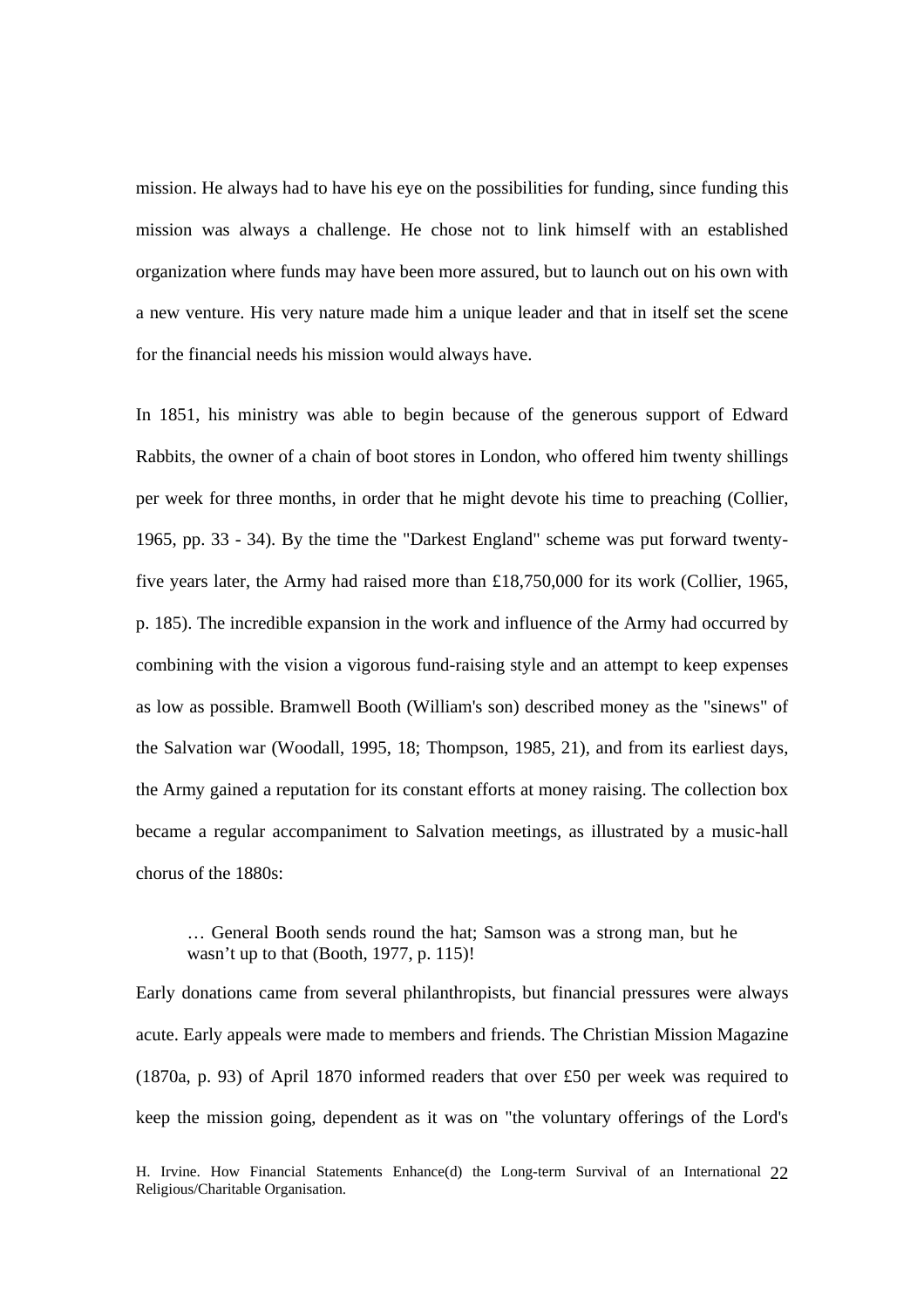mission. He always had to have his eye on the possibilities for funding, since funding this mission was always a challenge. He chose not to link himself with an established organization where funds may have been more assured, but to launch out on his own with a new venture. His very nature made him a unique leader and that in itself set the scene for the financial needs his mission would always have.

In 1851, his ministry was able to begin because of the generous support of Edward Rabbits, the owner of a chain of boot stores in London, who offered him twenty shillings per week for three months, in order that he might devote his time to preaching (Collier, 1965, pp. 33 - 34). By the time the "Darkest England" scheme was put forward twenty-five years later, the Army had raised more than £18,750,000 for its work (Collier, 1965, p. 185). The incredible expansion in the work and influence of the Army had occurred by combining with the vision a vigorous fund-raising style and an attempt to keep expenses as low as possible. Bramwell Booth (William's son) described money as the "sinews" of the Salvation war (Woodall, 1995, 18; Thompson, 1985, 21), and from its earliest days, the Army gained a reputation for its constant efforts at money raising. The collection box became a regular accompaniment to Salvation meetings, as illustrated by a music-hall chorus of the 1880s:

> … General Booth sends round the hat; Samson was a strong man, but he wasn't up to that (Booth, 1977, p. 115)!

Early donations came from several philanthropists, but financial pressures were always acute. Early appeals were made to members and friends. The Christian Mission Magazine (1870a, p. 93) of April 1870 informed readers that over £50 per week was required to keep the mission going, dependent as it was on "the voluntary offerings of the Lord's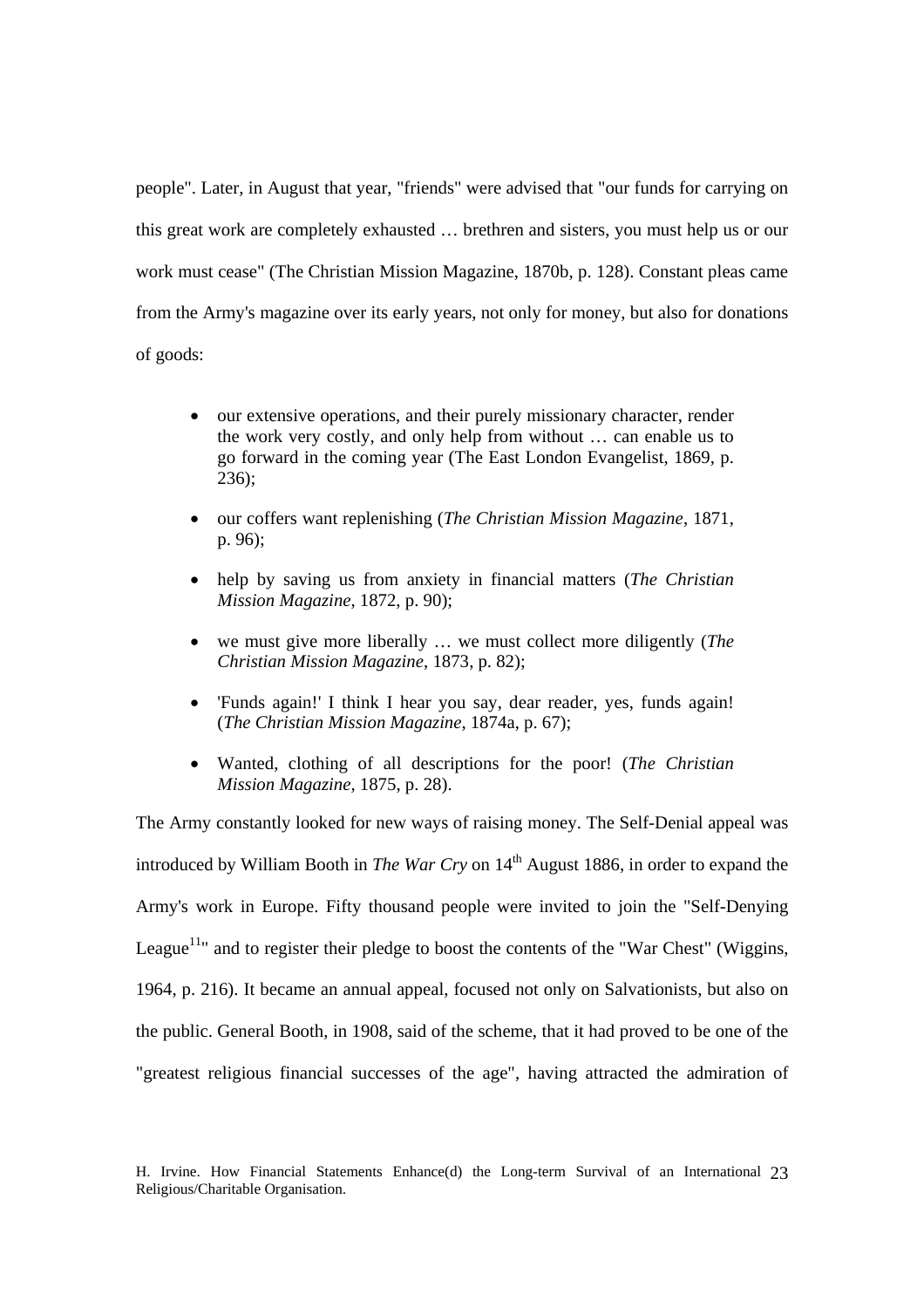people". Later, in August that year, "friends" were advised that "our funds for carrying on this great work are completely exhausted … brethren and sisters, you must help us or our work must cease" (The Christian Mission Magazine, 1870b, p. 128). Constant pleas came from the Army's magazine over its early years, not only for money, but also for donations of goods:

- our extensive operations, and their purely missionary character, render the work very costly, and only help from without … can enable us to go forward in the coming year (The East London Evangelist, 1869, p. 236);
- our coffers want replenishing (*The Christian Mission Magazine*, 1871, p. 96);
- help by saving us from anxiety in financial matters (*The Christian Mission Magazine*, 1872, p. 90);
- we must give more liberally … we must collect more diligently (*The Christian Mission Magazine*, 1873, p. 82);
- 'Funds again!' I think I hear you say, dear reader, yes, funds again! (*The Christian Mission Magazine*, 1874a, p. 67);
- Wanted, clothing of all descriptions for the poor! (*The Christian Mission Magazine*, 1875, p. 28).

The Army constantly looked for new ways of raising money. The Self-Denial appeal was introduced by William Booth in *The War Cry* on 14th August 1886, in order to expand the Army's work in Europe. Fifty thousand people were invited to join the "Self-Denying League[11]" and to register their pledge to boost the contents of the "War Chest" (Wiggins, 1964, p. 216). It became an annual appeal, focused not only on Salvationists, but also on the public. General Booth, in 1908, said of the scheme, that it had proved to be one of the "greatest religious financial successes of the age", having attracted the admiration of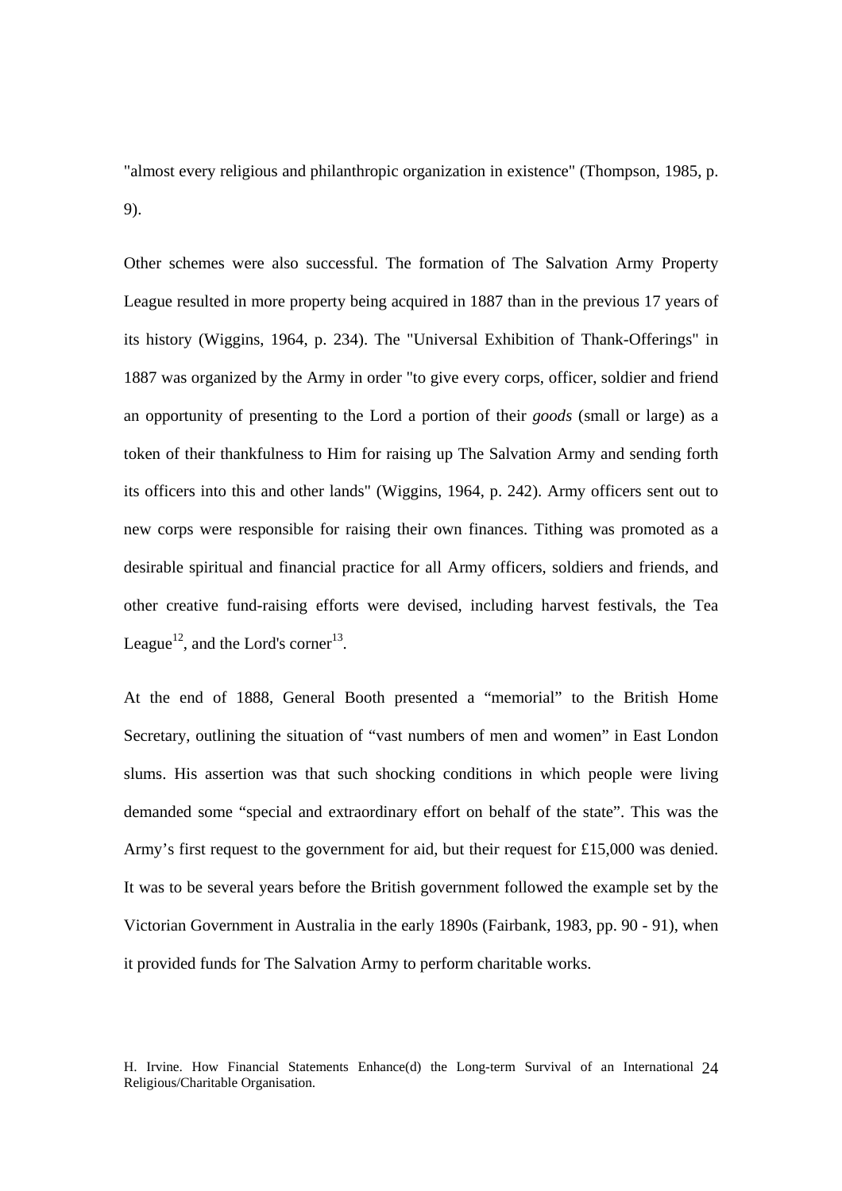"almost every religious and philanthropic organization in existence" (Thompson, 1985, p. 9).

Other schemes were also successful. The formation of The Salvation Army Property League resulted in more property being acquired in 1887 than in the previous 17 years of its history (Wiggins, 1964, p. 234). The "Universal Exhibition of Thank-Offerings" in 1887 was organized by the Army in order "to give every corps, officer, soldier and friend an opportunity of presenting to the Lord a portion of their *goods* (small or large) as a token of their thankfulness to Him for raising up The Salvation Army and sending forth its officers into this and other lands" (Wiggins, 1964, p. 242). Army officers sent out to new corps were responsible for raising their own finances. Tithing was promoted as a desirable spiritual and financial practice for all Army officers, soldiers and friends, and other creative fund-raising efforts were devised, including harvest festivals, the Tea League[12], and the Lord's corner[13].

At the end of 1888, General Booth presented a "memorial" to the British Home Secretary, outlining the situation of "vast numbers of men and women" in East London slums. His assertion was that such shocking conditions in which people were living demanded some "special and extraordinary effort on behalf of the state". This was the Army's first request to the government for aid, but their request for £15,000 was denied. It was to be several years before the British government followed the example set by the Victorian Government in Australia in the early 1890s (Fairbank, 1983, pp. 90 - 91), when it provided funds for The Salvation Army to perform charitable works.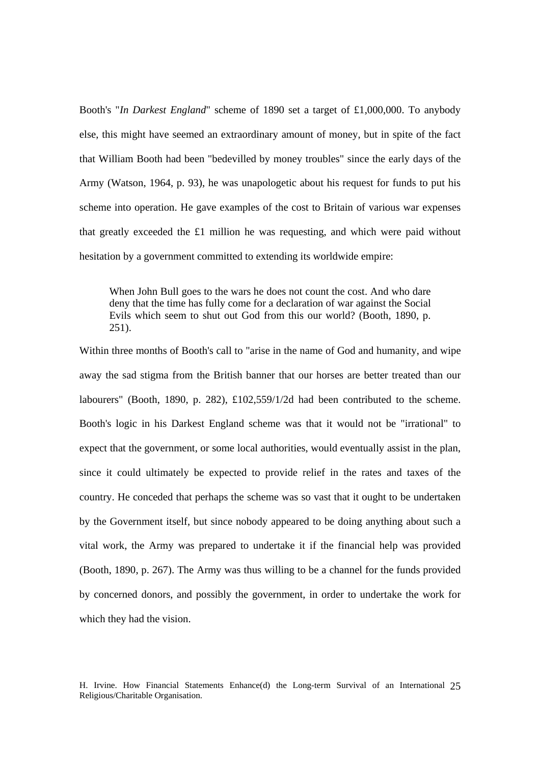Booth's "*In Darkest England*" scheme of 1890 set a target of £1,000,000. To anybody else, this might have seemed an extraordinary amount of money, but in spite of the fact that William Booth had been "bedevilled by money troubles" since the early days of the Army (Watson, 1964, p. 93), he was unapologetic about his request for funds to put his scheme into operation. He gave examples of the cost to Britain of various war expenses that greatly exceeded the £1 million he was requesting, and which were paid without hesitation by a government committed to extending its worldwide empire:

> When John Bull goes to the wars he does not count the cost. And who dare deny that the time has fully come for a declaration of war against the Social Evils which seem to shut out God from this our world? (Booth, 1890, p. 251).

Within three months of Booth's call to "arise in the name of God and humanity, and wipe away the sad stigma from the British banner that our horses are better treated than our labourers" (Booth, 1890, p. 282), £102,559/1/2d had been contributed to the scheme. Booth's logic in his Darkest England scheme was that it would not be "irrational" to expect that the government, or some local authorities, would eventually assist in the plan, since it could ultimately be expected to provide relief in the rates and taxes of the country. He conceded that perhaps the scheme was so vast that it ought to be undertaken by the Government itself, but since nobody appeared to be doing anything about such a vital work, the Army was prepared to undertake it if the financial help was provided (Booth, 1890, p. 267). The Army was thus willing to be a channel for the funds provided by concerned donors, and possibly the government, in order to undertake the work for which they had the vision.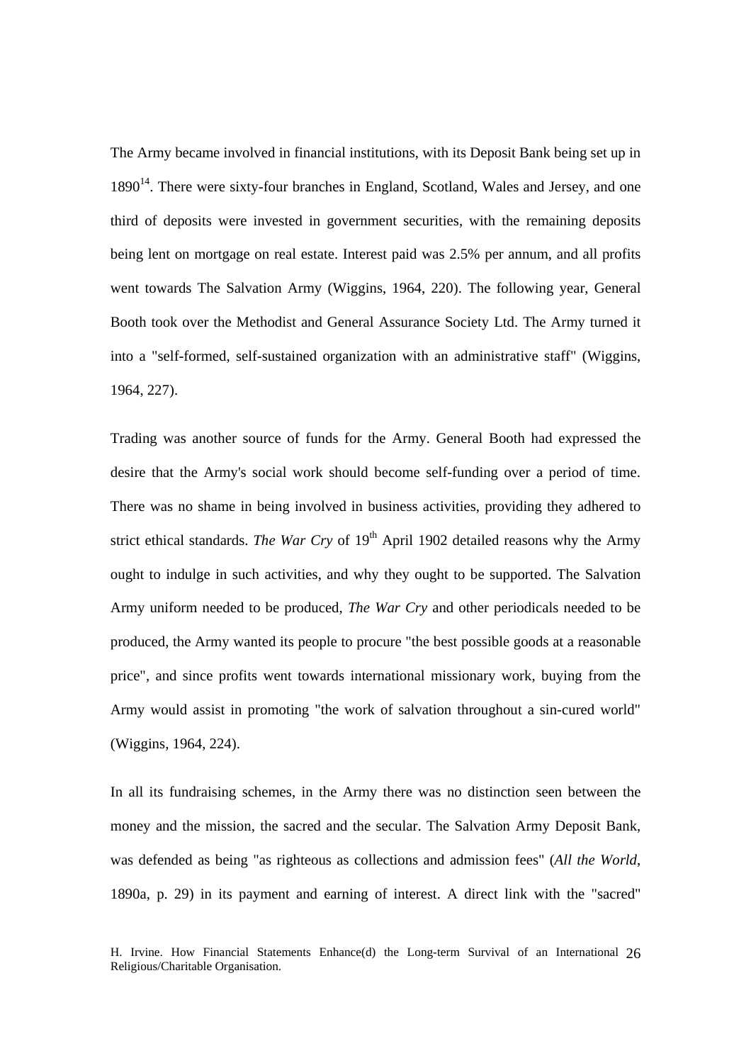The Army became involved in financial institutions, with its Deposit Bank being set up in 1890[14]. There were sixty-four branches in England, Scotland, Wales and Jersey, and one third of deposits were invested in government securities, with the remaining deposits being lent on mortgage on real estate. Interest paid was 2.5% per annum, and all profits went towards The Salvation Army (Wiggins, 1964, 220). The following year, General Booth took over the Methodist and General Assurance Society Ltd. The Army turned it into a "self-formed, self-sustained organization with an administrative staff" (Wiggins, 1964, 227).

Trading was another source of funds for the Army. General Booth had expressed the desire that the Army's social work should become self-funding over a period of time. There was no shame in being involved in business activities, providing they adhered to strict ethical standards. *The War Cry* of 19th April 1902 detailed reasons why the Army ought to indulge in such activities, and why they ought to be supported. The Salvation Army uniform needed to be produced, *The War Cry* and other periodicals needed to be produced, the Army wanted its people to procure "the best possible goods at a reasonable price", and since profits went towards international missionary work, buying from the Army would assist in promoting "the work of salvation throughout a sin-cured world" (Wiggins, 1964, 224).

In all its fundraising schemes, in the Army there was no distinction seen between the money and the mission, the sacred and the secular. The Salvation Army Deposit Bank, was defended as being "as righteous as collections and admission fees" (*All the World*, 1890a, p. 29) in its payment and earning of interest. A direct link with the "sacred"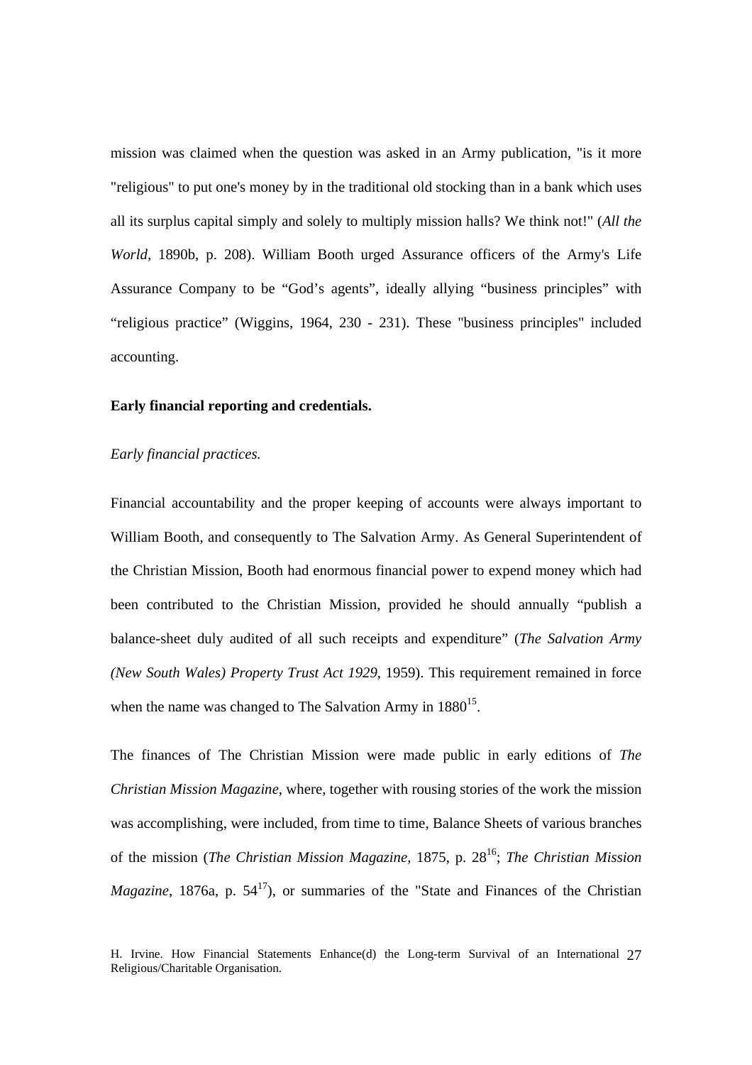mission was claimed when the question was asked in an Army publication, "is it more "religious" to put one's money by in the traditional old stocking than in a bank which uses all its surplus capital simply and solely to multiply mission halls? We think not!" (*All the World*, 1890b, p. 208). William Booth urged Assurance officers of the Army's Life Assurance Company to be “God’s agents”, ideally allying “business principles” with “religious practice” (Wiggins, 1964, 230 - 231). These "business principles" included accounting.

**Early financial reporting and credentials.**

*Early financial practices.*

Financial accountability and the proper keeping of accounts were always important to William Booth, and consequently to The Salvation Army. As General Superintendent of the Christian Mission, Booth had enormous financial power to expend money which had been contributed to the Christian Mission, provided he should annually “publish a balance-sheet duly audited of all such receipts and expenditure” (*The Salvation Army (New South Wales) Property Trust Act 1929*, 1959). This requirement remained in force when the name was changed to The Salvation Army in 1880[15].

The finances of The Christian Mission were made public in early editions of *The Christian Mission Magazine*, where, together with rousing stories of the work the mission was accomplishing, were included, from time to time, Balance Sheets of various branches of the mission (*The Christian Mission Magazine,* 1875, p. 28[16]; *The Christian Mission Magazine*, 1876a, p. 54[17]), or summaries of the "State and Finances of the Christian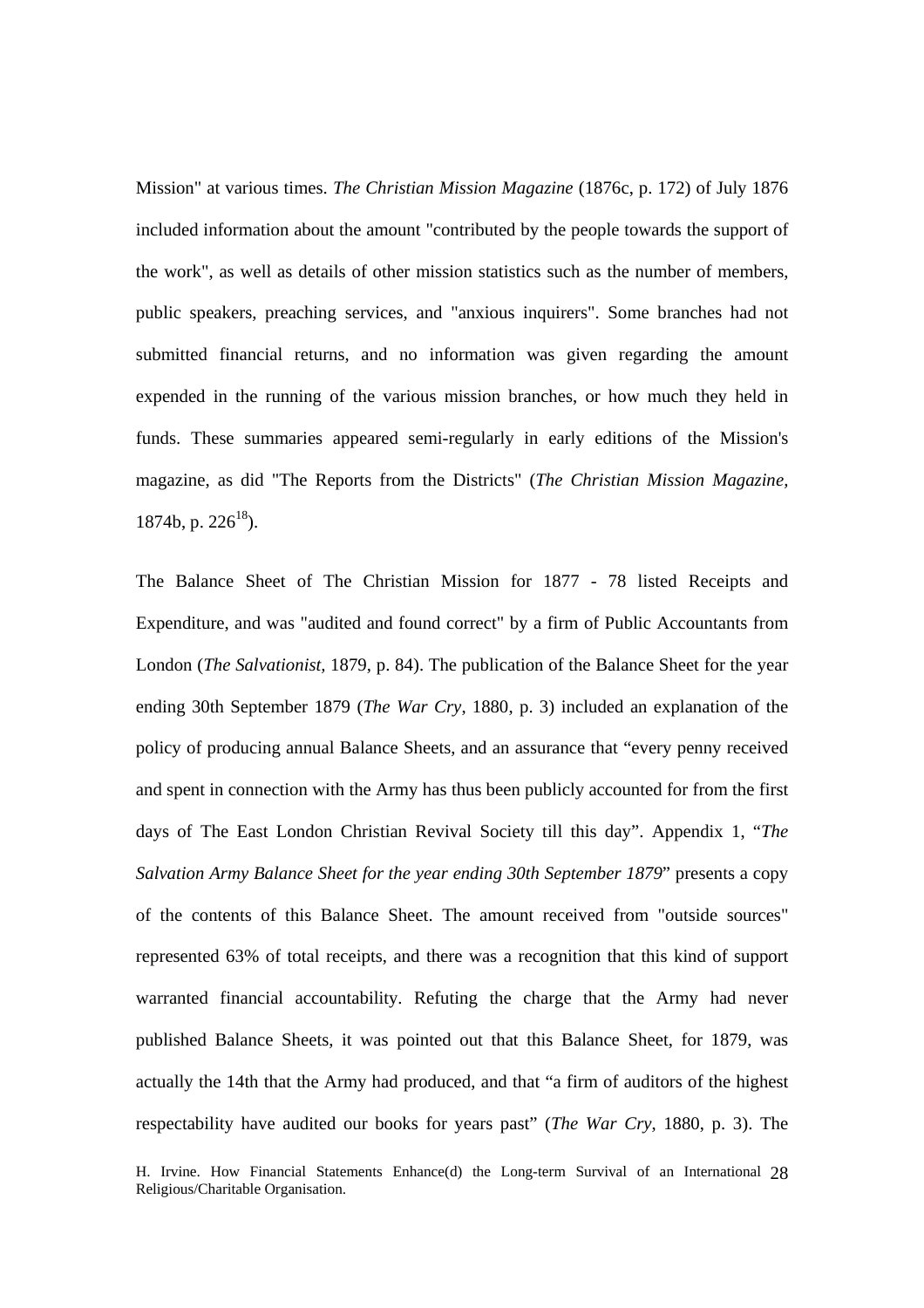Mission" at various times. *The Christian Mission Magazine* (1876c, p. 172) of July 1876 included information about the amount "contributed by the people towards the support of the work", as well as details of other mission statistics such as the number of members, public speakers, preaching services, and "anxious inquirers". Some branches had not submitted financial returns, and no information was given regarding the amount expended in the running of the various mission branches, or how much they held in funds. These summaries appeared semi-regularly in early editions of the Mission's magazine, as did "The Reports from the Districts" (*The Christian Mission Magazine*, 1874b, p. 226[18]).

The Balance Sheet of The Christian Mission for 1877 - 78 listed Receipts and Expenditure, and was "audited and found correct" by a firm of Public Accountants from London (*The Salvationist*, 1879, p. 84). The publication of the Balance Sheet for the year ending 30th September 1879 (*The War Cry*, 1880, p. 3) included an explanation of the policy of producing annual Balance Sheets, and an assurance that "every penny received and spent in connection with the Army has thus been publicly accounted for from the first days of The East London Christian Revival Society till this day". Appendix 1, "*The Salvation Army Balance Sheet for the year ending 30th September 1879*" presents a copy of the contents of this Balance Sheet. The amount received from "outside sources" represented 63% of total receipts, and there was a recognition that this kind of support warranted financial accountability. Refuting the charge that the Army had never published Balance Sheets, it was pointed out that this Balance Sheet, for 1879, was actually the 14th that the Army had produced, and that "a firm of auditors of the highest respectability have audited our books for years past" (*The War Cry*, 1880, p. 3). The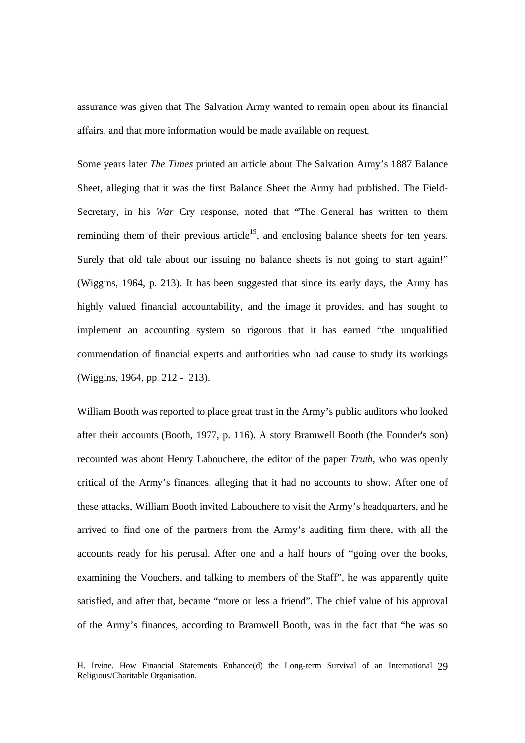assurance was given that The Salvation Army wanted to remain open about its financial affairs, and that more information would be made available on request.

Some years later *The Times* printed an article about The Salvation Army's 1887 Balance Sheet, alleging that it was the first Balance Sheet the Army had published. The Field-Secretary, in his *War* Cry response, noted that "The General has written to them reminding them of their previous article[19], and enclosing balance sheets for ten years. Surely that old tale about our issuing no balance sheets is not going to start again!" (Wiggins, 1964, p. 213). It has been suggested that since its early days, the Army has highly valued financial accountability, and the image it provides, and has sought to implement an accounting system so rigorous that it has earned "the unqualified commendation of financial experts and authorities who had cause to study its workings (Wiggins, 1964, pp. 212 - 213).

William Booth was reported to place great trust in the Army's public auditors who looked after their accounts (Booth, 1977, p. 116). A story Bramwell Booth (the Founder's son) recounted was about Henry Labouchere, the editor of the paper *Truth*, who was openly critical of the Army's finances, alleging that it had no accounts to show. After one of these attacks, William Booth invited Labouchere to visit the Army's headquarters, and he arrived to find one of the partners from the Army's auditing firm there, with all the accounts ready for his perusal. After one and a half hours of "going over the books, examining the Vouchers, and talking to members of the Staff", he was apparently quite satisfied, and after that, became "more or less a friend". The chief value of his approval of the Army's finances, according to Bramwell Booth, was in the fact that "he was so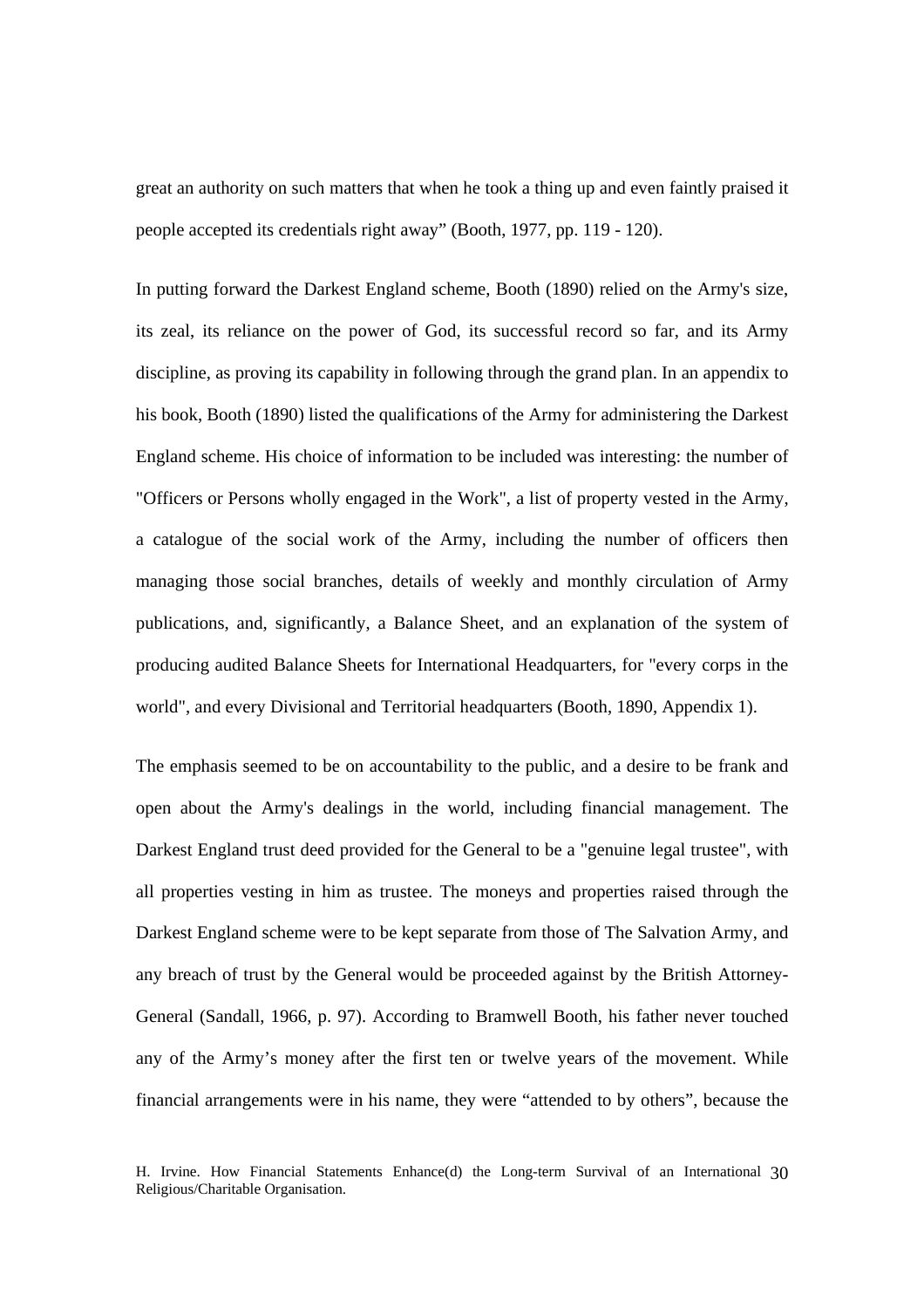great an authority on such matters that when he took a thing up and even faintly praised it people accepted its credentials right away" (Booth, 1977, pp. 119 - 120).

In putting forward the Darkest England scheme, Booth (1890) relied on the Army's size, its zeal, its reliance on the power of God, its successful record so far, and its Army discipline, as proving its capability in following through the grand plan. In an appendix to his book, Booth (1890) listed the qualifications of the Army for administering the Darkest England scheme. His choice of information to be included was interesting: the number of "Officers or Persons wholly engaged in the Work", a list of property vested in the Army, a catalogue of the social work of the Army, including the number of officers then managing those social branches, details of weekly and monthly circulation of Army publications, and, significantly, a Balance Sheet, and an explanation of the system of producing audited Balance Sheets for International Headquarters, for "every corps in the world", and every Divisional and Territorial headquarters (Booth, 1890, Appendix 1).

The emphasis seemed to be on accountability to the public, and a desire to be frank and open about the Army's dealings in the world, including financial management. The Darkest England trust deed provided for the General to be a "genuine legal trustee", with all properties vesting in him as trustee. The moneys and properties raised through the Darkest England scheme were to be kept separate from those of The Salvation Army, and any breach of trust by the General would be proceeded against by the British Attorney-General (Sandall, 1966, p. 97). According to Bramwell Booth, his father never touched any of the Army's money after the first ten or twelve years of the movement. While financial arrangements were in his name, they were "attended to by others", because the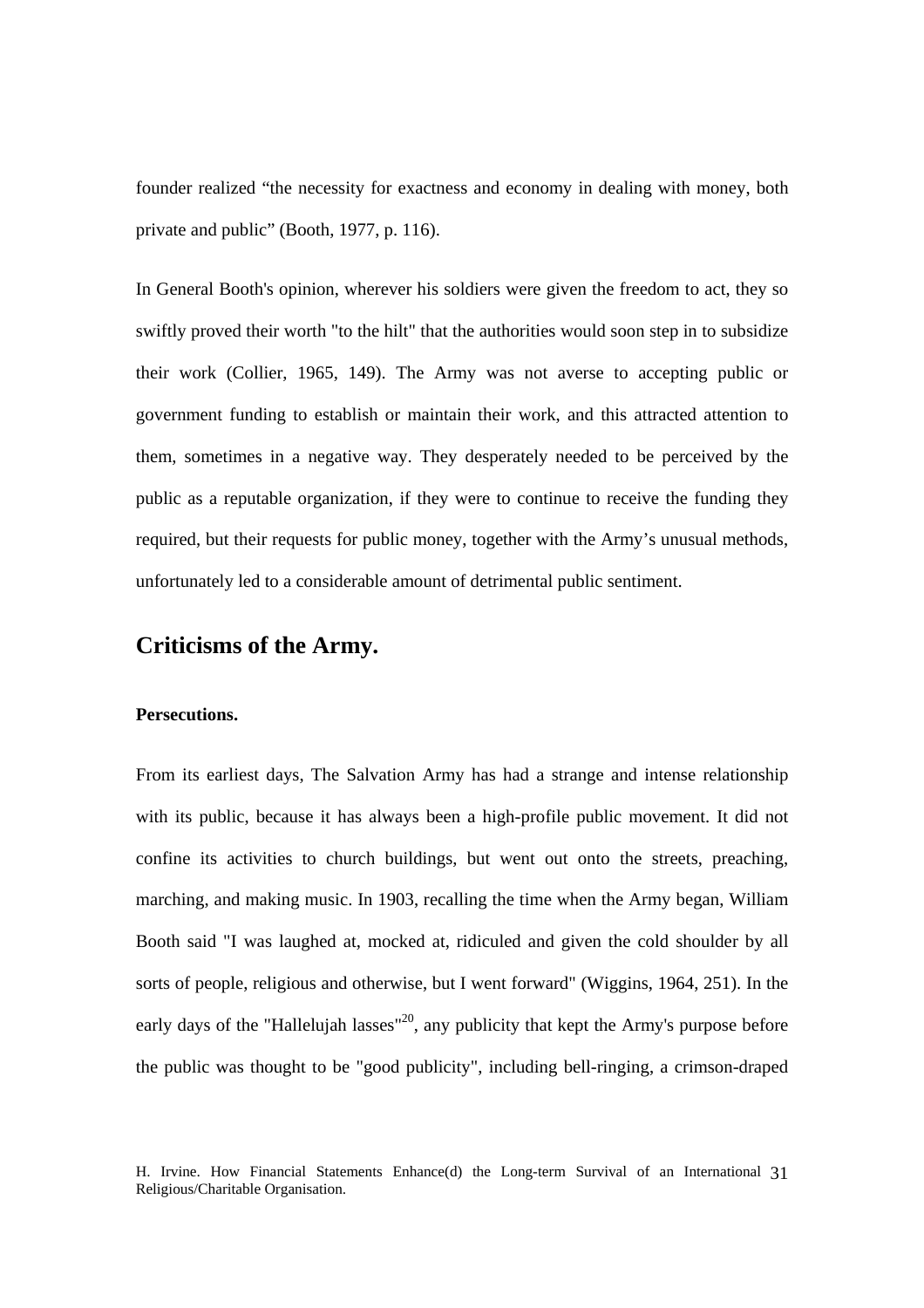founder realized "the necessity for exactness and economy in dealing with money, both private and public" (Booth, 1977, p. 116).

In General Booth's opinion, wherever his soldiers were given the freedom to act, they so swiftly proved their worth "to the hilt" that the authorities would soon step in to subsidize their work (Collier, 1965, 149). The Army was not averse to accepting public or government funding to establish or maintain their work, and this attracted attention to them, sometimes in a negative way. They desperately needed to be perceived by the public as a reputable organization, if they were to continue to receive the funding they required, but their requests for public money, together with the Army's unusual methods, unfortunately led to a considerable amount of detrimental public sentiment.

## Criticisms of the Army.

### Persecutions.

From its earliest days, The Salvation Army has had a strange and intense relationship with its public, because it has always been a high-profile public movement. It did not confine its activities to church buildings, but went out onto the streets, preaching, marching, and making music. In 1903, recalling the time when the Army began, William Booth said "I was laughed at, mocked at, ridiculed and given the cold shoulder by all sorts of people, religious and otherwise, but I went forward" (Wiggins, 1964, 251). In the early days of the "Hallelujah lasses"[20], any publicity that kept the Army's purpose before the public was thought to be "good publicity", including bell-ringing, a crimson-draped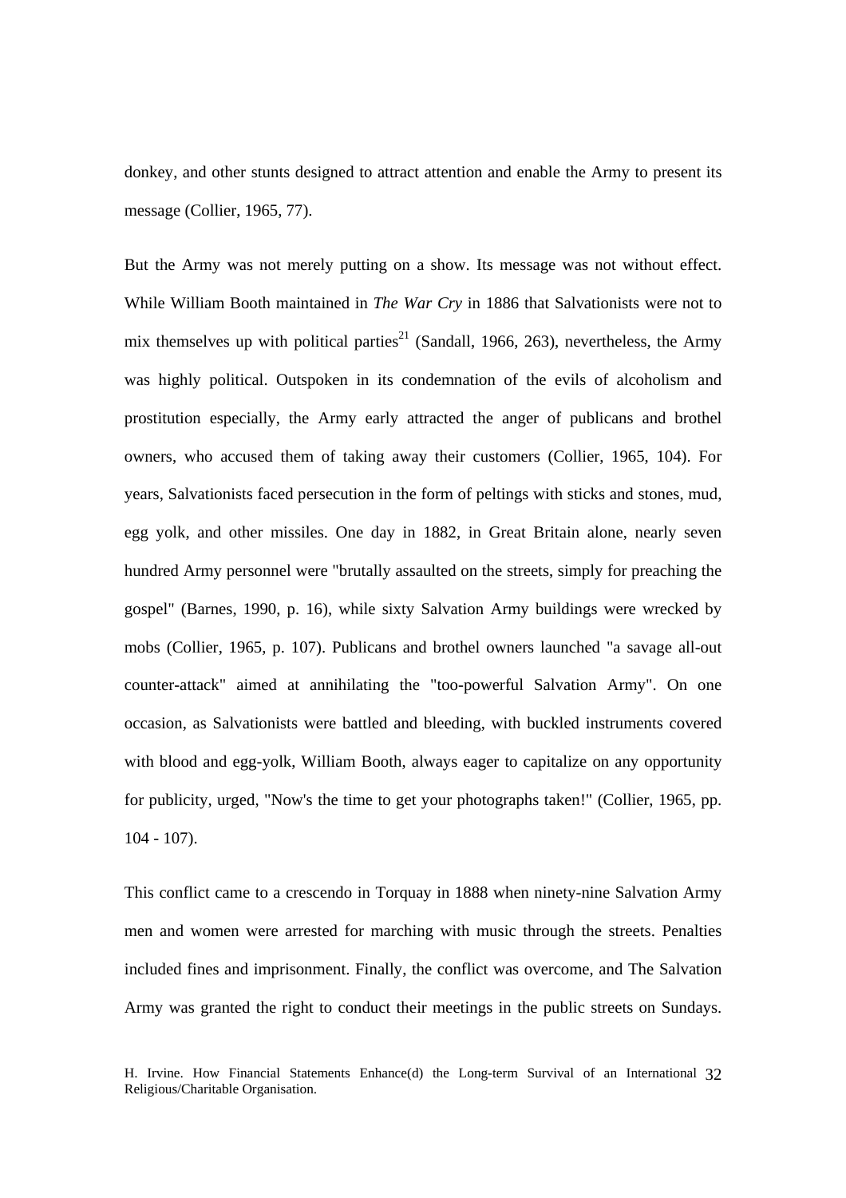donkey, and other stunts designed to attract attention and enable the Army to present its message (Collier, 1965, 77).

But the Army was not merely putting on a show. Its message was not without effect. While William Booth maintained in *The War Cry* in 1886 that Salvationists were not to mix themselves up with political parties[21] (Sandall, 1966, 263), nevertheless, the Army was highly political. Outspoken in its condemnation of the evils of alcoholism and prostitution especially, the Army early attracted the anger of publicans and brothel owners, who accused them of taking away their customers (Collier, 1965, 104). For years, Salvationists faced persecution in the form of peltings with sticks and stones, mud, egg yolk, and other missiles. One day in 1882, in Great Britain alone, nearly seven hundred Army personnel were "brutally assaulted on the streets, simply for preaching the gospel" (Barnes, 1990, p. 16), while sixty Salvation Army buildings were wrecked by mobs (Collier, 1965, p. 107). Publicans and brothel owners launched "a savage all-out counter-attack" aimed at annihilating the "too-powerful Salvation Army". On one occasion, as Salvationists were battled and bleeding, with buckled instruments covered with blood and egg-yolk, William Booth, always eager to capitalize on any opportunity for publicity, urged, "Now's the time to get your photographs taken!" (Collier, 1965, pp. 104 - 107).

This conflict came to a crescendo in Torquay in 1888 when ninety-nine Salvation Army men and women were arrested for marching with music through the streets. Penalties included fines and imprisonment. Finally, the conflict was overcome, and The Salvation Army was granted the right to conduct their meetings in the public streets on Sundays.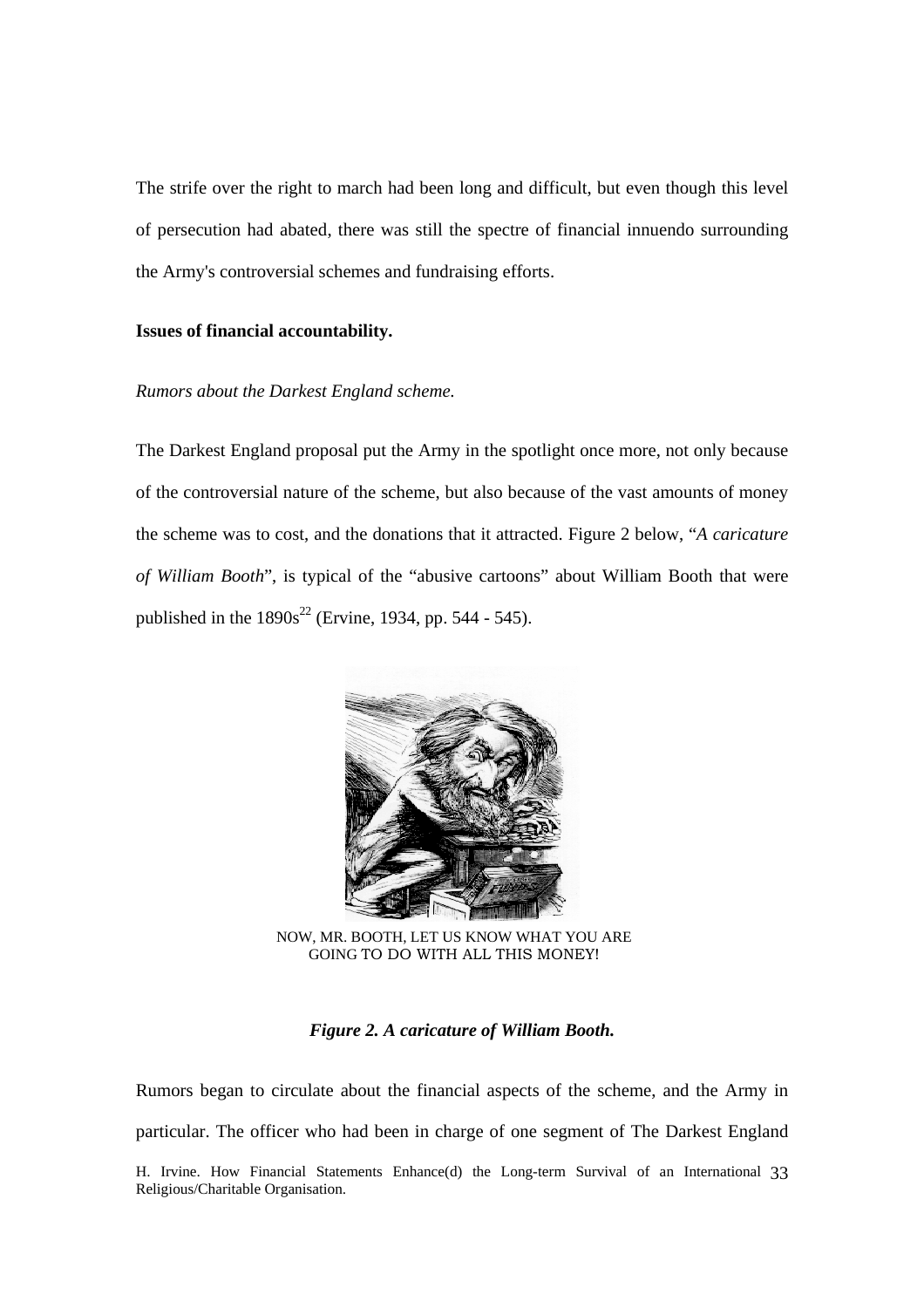The strife over the right to march had been long and difficult, but even though this level of persecution had abated, there was still the spectre of financial innuendo surrounding the Army's controversial schemes and fundraising efforts.

**Issues of financial accountability.**

*Rumors about the Darkest England scheme.*

The Darkest England proposal put the Army in the spotlight once more, not only because of the controversial nature of the scheme, but also because of the vast amounts of money the scheme was to cost, and the donations that it attracted. Figure 2 below, "*A caricature of William Booth*", is typical of the "abusive cartoons" about William Booth that were published in the 1890s[22] (Ervine, 1934, pp. 544 - 545).

NOW, MR. BOOTH, LET US KNOW WHAT YOU ARE GOING TO DO WITH ALL THIS MONEY!

***Figure 2. A caricature of William Booth.***

Rumors began to circulate about the financial aspects of the scheme, and the Army in particular. The officer who had been in charge of one segment of The Darkest England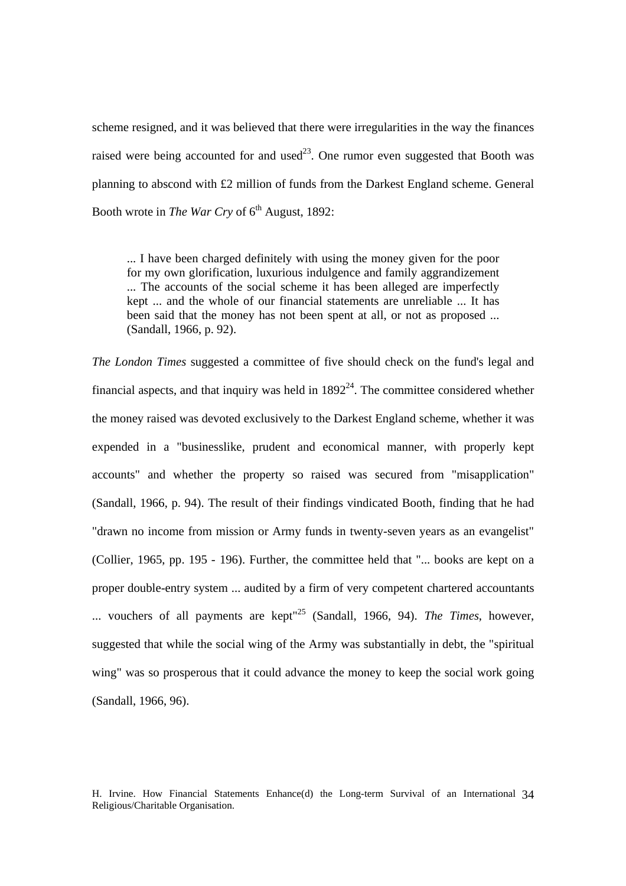scheme resigned, and it was believed that there were irregularities in the way the finances raised were being accounted for and used[23]. One rumor even suggested that Booth was planning to abscond with £2 million of funds from the Darkest England scheme. General Booth wrote in *The War Cry* of 6th August, 1892:

> ... I have been charged definitely with using the money given for the poor for my own glorification, luxurious indulgence and family aggrandizement ... The accounts of the social scheme it has been alleged are imperfectly kept ... and the whole of our financial statements are unreliable ... It has been said that the money has not been spent at all, or not as proposed ... (Sandall, 1966, p. 92).

*The London Times* suggested a committee of five should check on the fund's legal and financial aspects, and that inquiry was held in 1892[24]. The committee considered whether the money raised was devoted exclusively to the Darkest England scheme, whether it was expended in a "businesslike, prudent and economical manner, with properly kept accounts" and whether the property so raised was secured from "misapplication" (Sandall, 1966, p. 94). The result of their findings vindicated Booth, finding that he had "drawn no income from mission or Army funds in twenty-seven years as an evangelist" (Collier, 1965, pp. 195 - 196). Further, the committee held that "... books are kept on a proper double-entry system ... audited by a firm of very competent chartered accountants ... vouchers of all payments are kept"[25] (Sandall, 1966, 94). *The Times*, however, suggested that while the social wing of the Army was substantially in debt, the "spiritual wing" was so prosperous that it could advance the money to keep the social work going (Sandall, 1966, 96).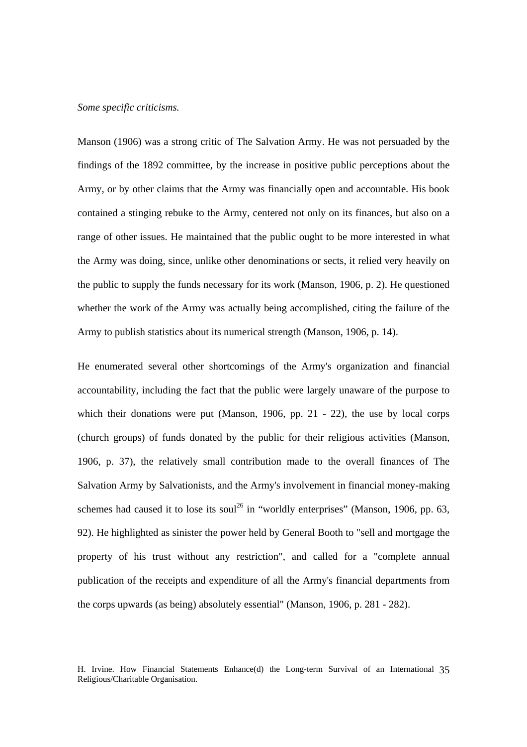*Some specific criticisms.*

Manson (1906) was a strong critic of The Salvation Army. He was not persuaded by the findings of the 1892 committee, by the increase in positive public perceptions about the Army, or by other claims that the Army was financially open and accountable. His book contained a stinging rebuke to the Army, centered not only on its finances, but also on a range of other issues. He maintained that the public ought to be more interested in what the Army was doing, since, unlike other denominations or sects, it relied very heavily on the public to supply the funds necessary for its work (Manson, 1906, p. 2). He questioned whether the work of the Army was actually being accomplished, citing the failure of the Army to publish statistics about its numerical strength (Manson, 1906, p. 14).

He enumerated several other shortcomings of the Army's organization and financial accountability, including the fact that the public were largely unaware of the purpose to which their donations were put (Manson, 1906, pp. 21 - 22), the use by local corps (church groups) of funds donated by the public for their religious activities (Manson, 1906, p. 37), the relatively small contribution made to the overall finances of The Salvation Army by Salvationists, and the Army's involvement in financial money-making schemes had caused it to lose its soul[26] in "worldly enterprises" (Manson, 1906, pp. 63, 92). He highlighted as sinister the power held by General Booth to "sell and mortgage the property of his trust without any restriction", and called for a "complete annual publication of the receipts and expenditure of all the Army's financial departments from the corps upwards (as being) absolutely essential" (Manson, 1906, p. 281 - 282).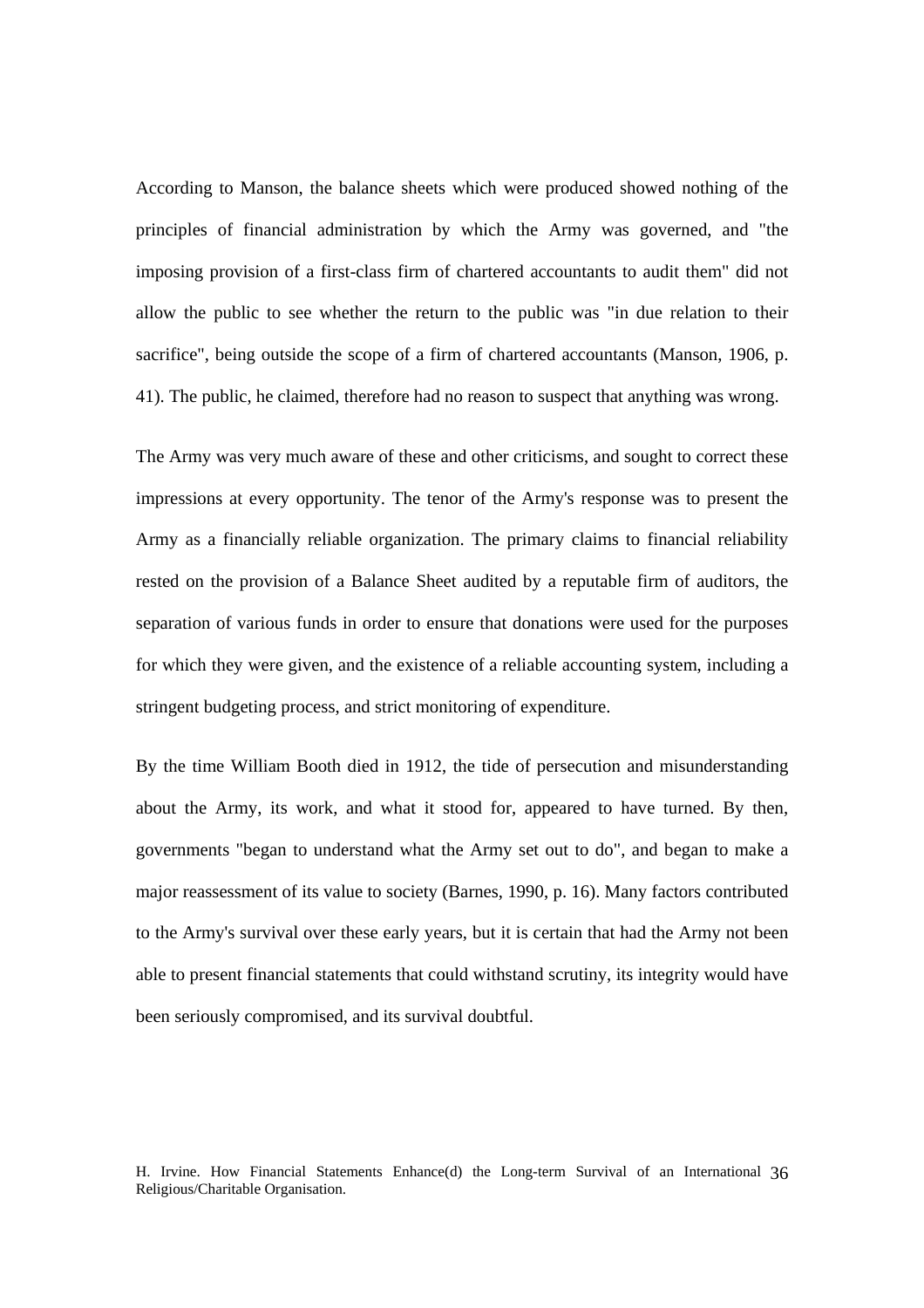According to Manson, the balance sheets which were produced showed nothing of the principles of financial administration by which the Army was governed, and "the imposing provision of a first-class firm of chartered accountants to audit them" did not allow the public to see whether the return to the public was "in due relation to their sacrifice", being outside the scope of a firm of chartered accountants (Manson, 1906, p. 41). The public, he claimed, therefore had no reason to suspect that anything was wrong.

The Army was very much aware of these and other criticisms, and sought to correct these impressions at every opportunity. The tenor of the Army's response was to present the Army as a financially reliable organization. The primary claims to financial reliability rested on the provision of a Balance Sheet audited by a reputable firm of auditors, the separation of various funds in order to ensure that donations were used for the purposes for which they were given, and the existence of a reliable accounting system, including a stringent budgeting process, and strict monitoring of expenditure.

By the time William Booth died in 1912, the tide of persecution and misunderstanding about the Army, its work, and what it stood for, appeared to have turned. By then, governments "began to understand what the Army set out to do", and began to make a major reassessment of its value to society (Barnes, 1990, p. 16). Many factors contributed to the Army's survival over these early years, but it is certain that had the Army not been able to present financial statements that could withstand scrutiny, its integrity would have been seriously compromised, and its survival doubtful.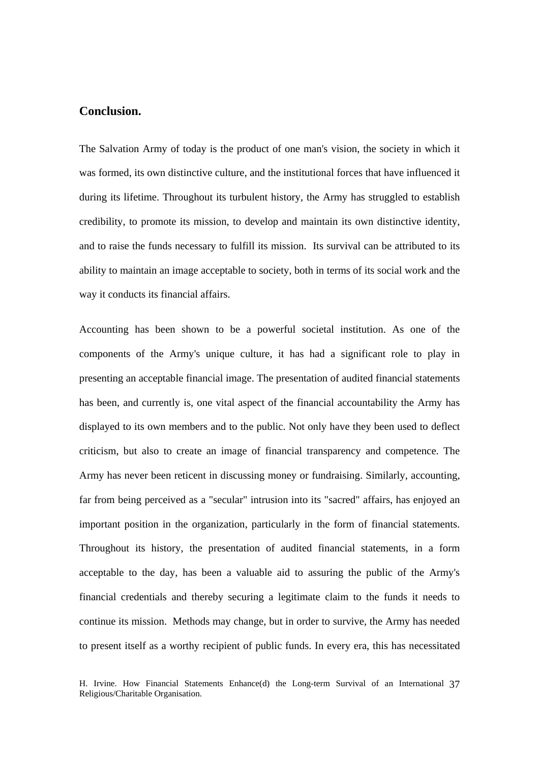## Conclusion.

The Salvation Army of today is the product of one man's vision, the society in which it was formed, its own distinctive culture, and the institutional forces that have influenced it during its lifetime. Throughout its turbulent history, the Army has struggled to establish credibility, to promote its mission, to develop and maintain its own distinctive identity, and to raise the funds necessary to fulfill its mission. Its survival can be attributed to its ability to maintain an image acceptable to society, both in terms of its social work and the way it conducts its financial affairs.

Accounting has been shown to be a powerful societal institution. As one of the components of the Army's unique culture, it has had a significant role to play in presenting an acceptable financial image. The presentation of audited financial statements has been, and currently is, one vital aspect of the financial accountability the Army has displayed to its own members and to the public. Not only have they been used to deflect criticism, but also to create an image of financial transparency and competence. The Army has never been reticent in discussing money or fundraising. Similarly, accounting, far from being perceived as a "secular" intrusion into its "sacred" affairs, has enjoyed an important position in the organization, particularly in the form of financial statements. Throughout its history, the presentation of audited financial statements, in a form acceptable to the day, has been a valuable aid to assuring the public of the Army's financial credentials and thereby securing a legitimate claim to the funds it needs to continue its mission. Methods may change, but in order to survive, the Army has needed to present itself as a worthy recipient of public funds. In every era, this has necessitated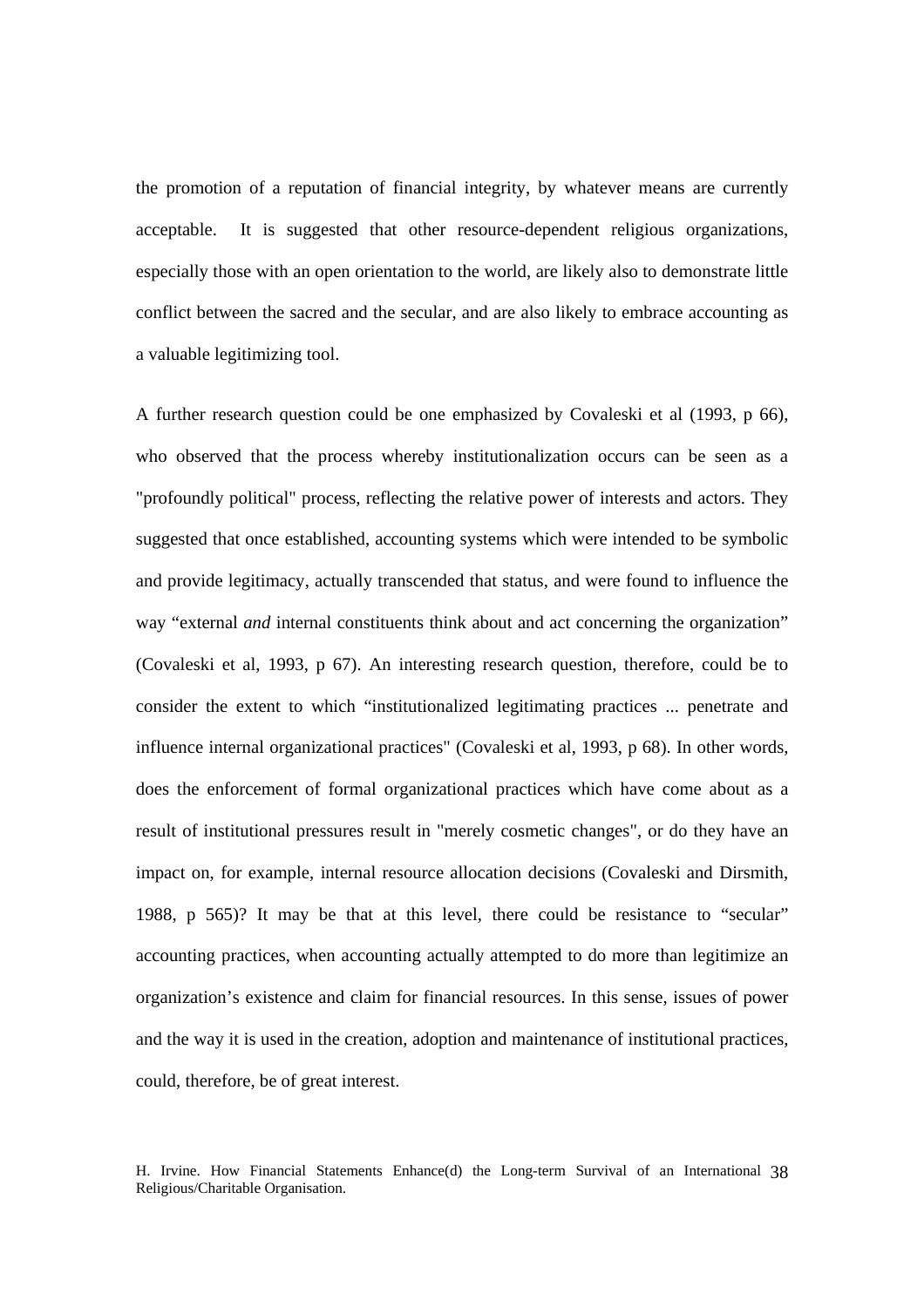the promotion of a reputation of financial integrity, by whatever means are currently acceptable. It is suggested that other resource-dependent religious organizations, especially those with an open orientation to the world, are likely also to demonstrate little conflict between the sacred and the secular, and are also likely to embrace accounting as a valuable legitimizing tool.

A further research question could be one emphasized by Covaleski et al (1993, p 66), who observed that the process whereby institutionalization occurs can be seen as a "profoundly political" process, reflecting the relative power of interests and actors. They suggested that once established, accounting systems which were intended to be symbolic and provide legitimacy, actually transcended that status, and were found to influence the way "external *and* internal constituents think about and act concerning the organization" (Covaleski et al, 1993, p 67). An interesting research question, therefore, could be to consider the extent to which "institutionalized legitimating practices ... penetrate and influence internal organizational practices" (Covaleski et al, 1993, p 68). In other words, does the enforcement of formal organizational practices which have come about as a result of institutional pressures result in "merely cosmetic changes", or do they have an impact on, for example, internal resource allocation decisions (Covaleski and Dirsmith, 1988, p 565)? It may be that at this level, there could be resistance to "secular" accounting practices, when accounting actually attempted to do more than legitimize an organization's existence and claim for financial resources. In this sense, issues of power and the way it is used in the creation, adoption and maintenance of institutional practices, could, therefore, be of great interest.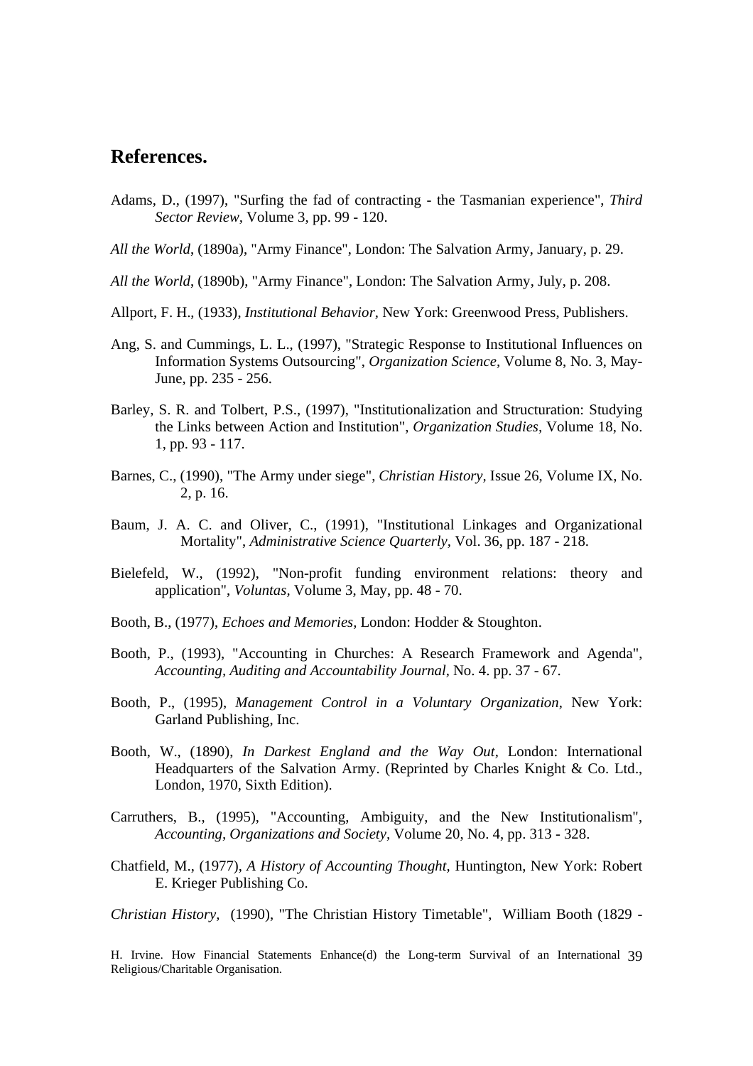## References.

Adams, D., (1997), "Surfing the fad of contracting - the Tasmanian experience", *Third Sector Review*, Volume 3, pp. 99 - 120.

*All the World*, (1890a), "Army Finance", London: The Salvation Army, January, p. 29.

*All the World*, (1890b), "Army Finance", London: The Salvation Army, July, p. 208.

Allport, F. H., (1933), *Institutional Behavior*, New York: Greenwood Press, Publishers.

Ang, S. and Cummings, L. L., (1997), "Strategic Response to Institutional Influences on Information Systems Outsourcing", *Organization Science*, Volume 8, No. 3, May-June, pp. 235 - 256.

Barley, S. R. and Tolbert, P.S., (1997), "Institutionalization and Structuration: Studying the Links between Action and Institution", *Organization Studies*, Volume 18, No. 1, pp. 93 - 117.

Barnes, C., (1990), "The Army under siege", *Christian History*, Issue 26, Volume IX, No. 2, p. 16.

Baum, J. A. C. and Oliver, C., (1991), "Institutional Linkages and Organizational Mortality", *Administrative Science Quarterly*, Vol. 36, pp. 187 - 218.

Bielefeld, W., (1992), "Non-profit funding environment relations: theory and application", *Voluntas*, Volume 3, May, pp. 48 - 70.

Booth, B., (1977), *Echoes and Memories*, London: Hodder & Stoughton.

Booth, P., (1993), "Accounting in Churches: A Research Framework and Agenda", *Accounting, Auditing and Accountability Journal*, No. 4. pp. 37 - 67.

Booth, P., (1995), *Management Control in a Voluntary Organization*, New York: Garland Publishing, Inc.

Booth, W., (1890), *In Darkest England and the Way Out*, London: International Headquarters of the Salvation Army. (Reprinted by Charles Knight & Co. Ltd., London, 1970, Sixth Edition).

Carruthers, B., (1995), "Accounting, Ambiguity, and the New Institutionalism", *Accounting, Organizations and Society*, Volume 20, No. 4, pp. 313 - 328.

Chatfield, M., (1977), *A History of Accounting Thought*, Huntington, New York: Robert E. Krieger Publishing Co.

*Christian History*, (1990), "The Christian History Timetable", William Booth (1829 -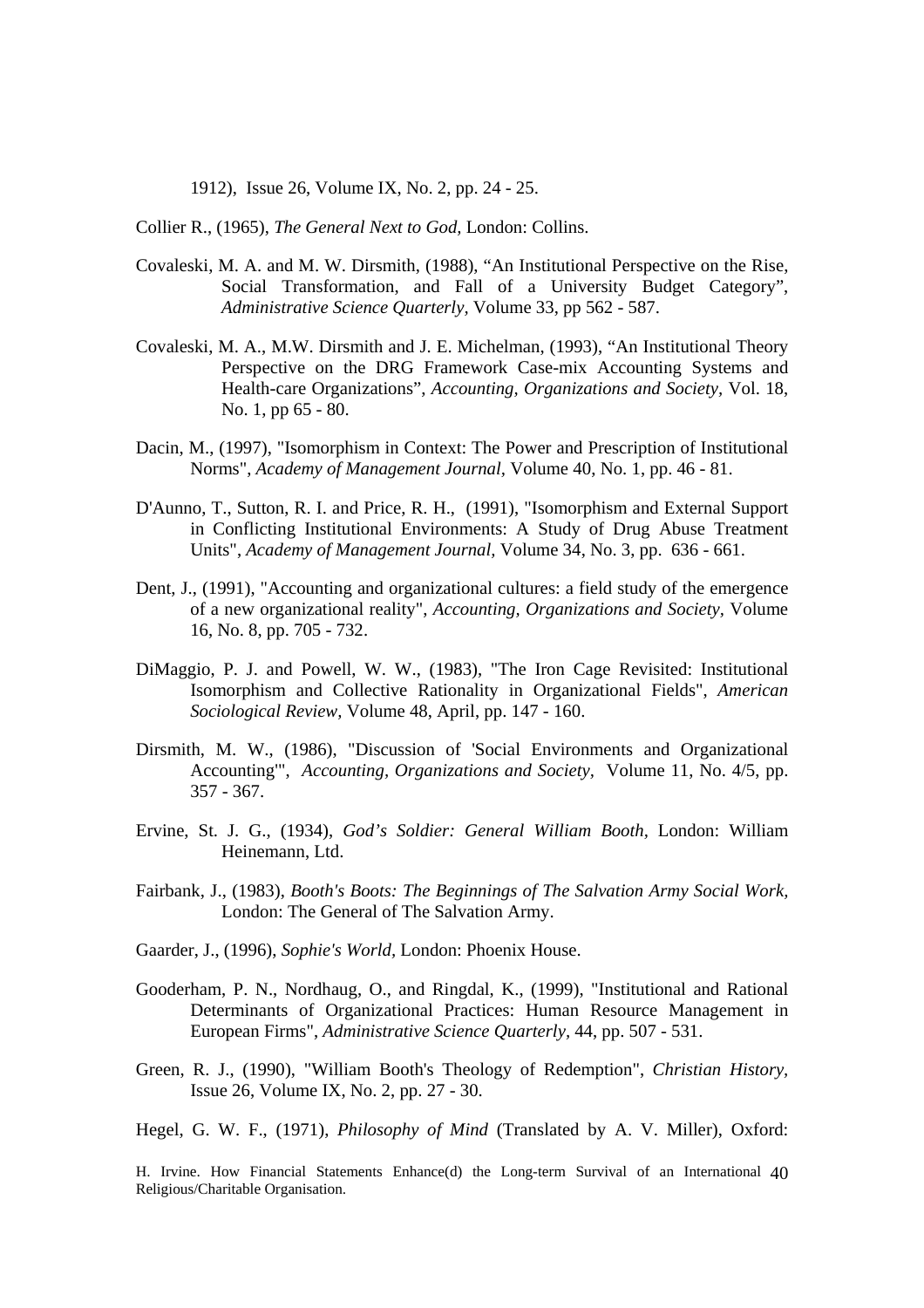1912), Issue 26, Volume IX, No. 2, pp. 24 - 25.

Collier R., (1965), *The General Next to God*, London: Collins.

Covaleski, M. A. and M. W. Dirsmith, (1988), "An Institutional Perspective on the Rise, Social Transformation, and Fall of a University Budget Category", *Administrative Science Quarterly*, Volume 33, pp 562 - 587.

Covaleski, M. A., M.W. Dirsmith and J. E. Michelman, (1993), "An Institutional Theory Perspective on the DRG Framework Case-mix Accounting Systems and Health-care Organizations", *Accounting, Organizations and Society*, Vol. 18, No. 1, pp 65 - 80.

Dacin, M., (1997), "Isomorphism in Context: The Power and Prescription of Institutional Norms", *Academy of Management Journal*, Volume 40, No. 1, pp. 46 - 81.

D'Aunno, T., Sutton, R. I. and Price, R. H., (1991), "Isomorphism and External Support in Conflicting Institutional Environments: A Study of Drug Abuse Treatment Units", *Academy of Management Journal*, Volume 34, No. 3, pp. 636 - 661.

Dent, J., (1991), "Accounting and organizational cultures: a field study of the emergence of a new organizational reality", *Accounting, Organizations and Society*, Volume 16, No. 8, pp. 705 - 732.

DiMaggio, P. J. and Powell, W. W., (1983), "The Iron Cage Revisited: Institutional Isomorphism and Collective Rationality in Organizational Fields", *American Sociological Review*, Volume 48, April, pp. 147 - 160.

Dirsmith, M. W., (1986), "Discussion of 'Social Environments and Organizational Accounting'", *Accounting, Organizations and Society*, Volume 11, No. 4/5, pp. 357 - 367.

Ervine, St. J. G., (1934), *God's Soldier: General William Booth*, London: William Heinemann, Ltd.

Fairbank, J., (1983), *Booth's Boots: The Beginnings of The Salvation Army Social Work*, London: The General of The Salvation Army.

Gaarder, J., (1996), *Sophie's World*, London: Phoenix House.

Gooderham, P. N., Nordhaug, O., and Ringdal, K., (1999), "Institutional and Rational Determinants of Organizational Practices: Human Resource Management in European Firms", *Administrative Science Quarterly*, 44, pp. 507 - 531.

Green, R. J., (1990), "William Booth's Theology of Redemption", *Christian History*, Issue 26, Volume IX, No. 2, pp. 27 - 30.

Hegel, G. W. F., (1971), *Philosophy of Mind* (Translated by A. V. Miller), Oxford: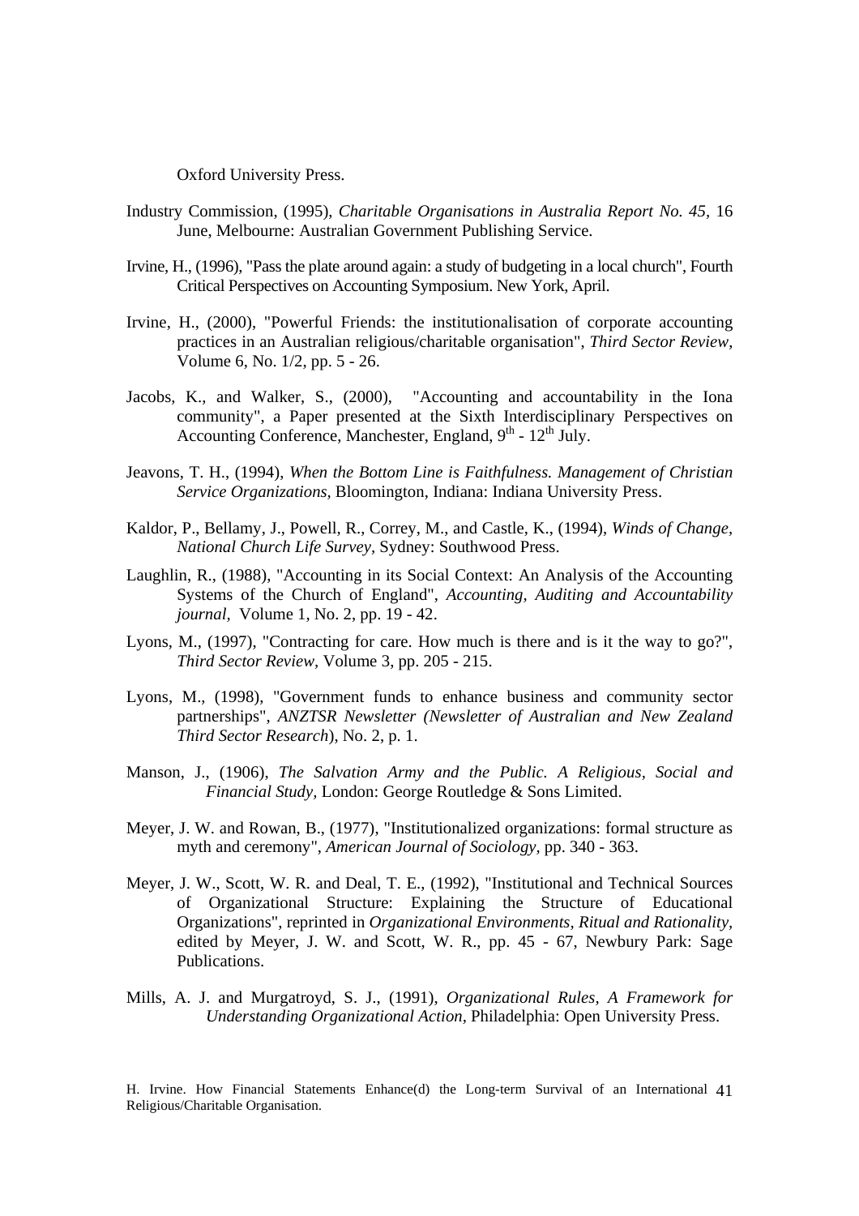Oxford University Press.

Industry Commission, (1995), *Charitable Organisations in Australia Report No. 45*, 16 June, Melbourne: Australian Government Publishing Service.

Irvine, H., (1996), "Pass the plate around again: a study of budgeting in a local church", Fourth Critical Perspectives on Accounting Symposium. New York, April.

Irvine, H., (2000), "Powerful Friends: the institutionalisation of corporate accounting practices in an Australian religious/charitable organisation", *Third Sector Review*, Volume 6, No. 1/2, pp. 5 - 26.

Jacobs, K., and Walker, S., (2000), "Accounting and accountability in the Iona community", a Paper presented at the Sixth Interdisciplinary Perspectives on Accounting Conference, Manchester, England, 9th - 12th July.

Jeavons, T. H., (1994), *When the Bottom Line is Faithfulness. Management of Christian Service Organizations*, Bloomington, Indiana: Indiana University Press.

Kaldor, P., Bellamy, J., Powell, R., Correy, M., and Castle, K., (1994), *Winds of Change, National Church Life Survey*, Sydney: Southwood Press.

Laughlin, R., (1988), "Accounting in its Social Context: An Analysis of the Accounting Systems of the Church of England", *Accounting, Auditing and Accountability journal*, Volume 1, No. 2, pp. 19 - 42.

Lyons, M., (1997), "Contracting for care. How much is there and is it the way to go?", *Third Sector Review*, Volume 3, pp. 205 - 215.

Lyons, M., (1998), "Government funds to enhance business and community sector partnerships", *ANZTSR Newsletter (Newsletter of Australian and New Zealand Third Sector Research*), No. 2, p. 1.

Manson, J., (1906), *The Salvation Army and the Public. A Religious, Social and Financial Study*, London: George Routledge & Sons Limited.

Meyer, J. W. and Rowan, B., (1977), "Institutionalized organizations: formal structure as myth and ceremony", *American Journal of Sociology*, pp. 340 - 363.

Meyer, J. W., Scott, W. R. and Deal, T. E., (1992), "Institutional and Technical Sources of Organizational Structure: Explaining the Structure of Educational Organizations", reprinted in *Organizational Environments, Ritual and Rationality*, edited by Meyer, J. W. and Scott, W. R., pp. 45 - 67, Newbury Park: Sage Publications.

Mills, A. J. and Murgatroyd, S. J., (1991), *Organizational Rules, A Framework for Understanding Organizational Action*, Philadelphia: Open University Press.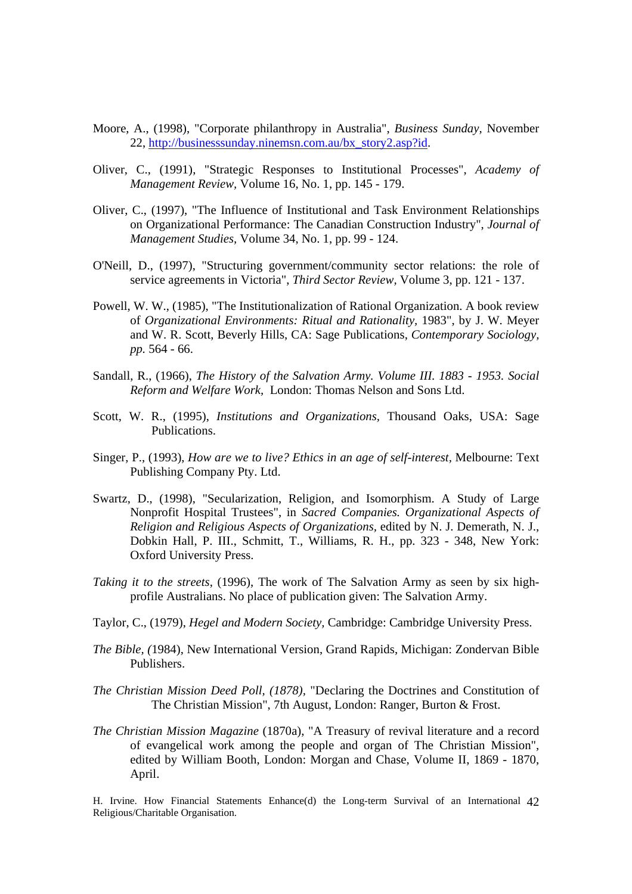Moore, A., (1998), "Corporate philanthropy in Australia", *Business Sunday*, November 22, [http://businesssunday.ninemsn.com.au/bx_story2.asp?id](http://businesssunday.ninemsn.com.au/bx_story2.asp?id).

Oliver, C., (1991), "Strategic Responses to Institutional Processes", *Academy of Management Review*, Volume 16, No. 1, pp. 145 - 179.

Oliver, C., (1997), "The Influence of Institutional and Task Environment Relationships on Organizational Performance: The Canadian Construction Industry", *Journal of Management Studies*, Volume 34, No. 1, pp. 99 - 124.

O'Neill, D., (1997), "Structuring government/community sector relations: the role of service agreements in Victoria", *Third Sector Review*, Volume 3, pp. 121 - 137.

Powell, W. W., (1985), "The Institutionalization of Rational Organization. A book review of *Organizational Environments: Ritual and Rationality*, 1983", by J. W. Meyer and W. R. Scott, Beverly Hills, CA: Sage Publications, *Contemporary Sociology, pp.* 564 - 66.

Sandall, R., (1966), *The History of the Salvation Army. Volume III. 1883 - 1953. Social Reform and Welfare Work*, London: Thomas Nelson and Sons Ltd.

Scott, W. R., (1995), *Institutions and Organizations*, Thousand Oaks, USA: Sage Publications.

Singer, P., (1993), *How are we to live? Ethics in an age of self-interest*, Melbourne: Text Publishing Company Pty. Ltd.

Swartz, D., (1998), "Secularization, Religion, and Isomorphism. A Study of Large Nonprofit Hospital Trustees", in *Sacred Companies. Organizational Aspects of Religion and Religious Aspects of Organizations*, edited by N. J. Demerath, N. J., Dobkin Hall, P. III., Schmitt, T., Williams, R. H., pp. 323 - 348, New York: Oxford University Press.

*Taking it to the streets*, (1996), The work of The Salvation Army as seen by six high-profile Australians. No place of publication given: The Salvation Army.

Taylor, C., (1979), *Hegel and Modern Society*, Cambridge: Cambridge University Press.

*The Bible, (*1984), New International Version, Grand Rapids, Michigan: Zondervan Bible Publishers.

*The Christian Mission Deed Poll, (1878)*, "Declaring the Doctrines and Constitution of The Christian Mission", 7th August, London: Ranger, Burton & Frost.

*The Christian Mission Magazine* (1870a), "A Treasury of revival literature and a record of evangelical work among the people and organ of The Christian Mission", edited by William Booth, London: Morgan and Chase, Volume II, 1869 - 1870, April.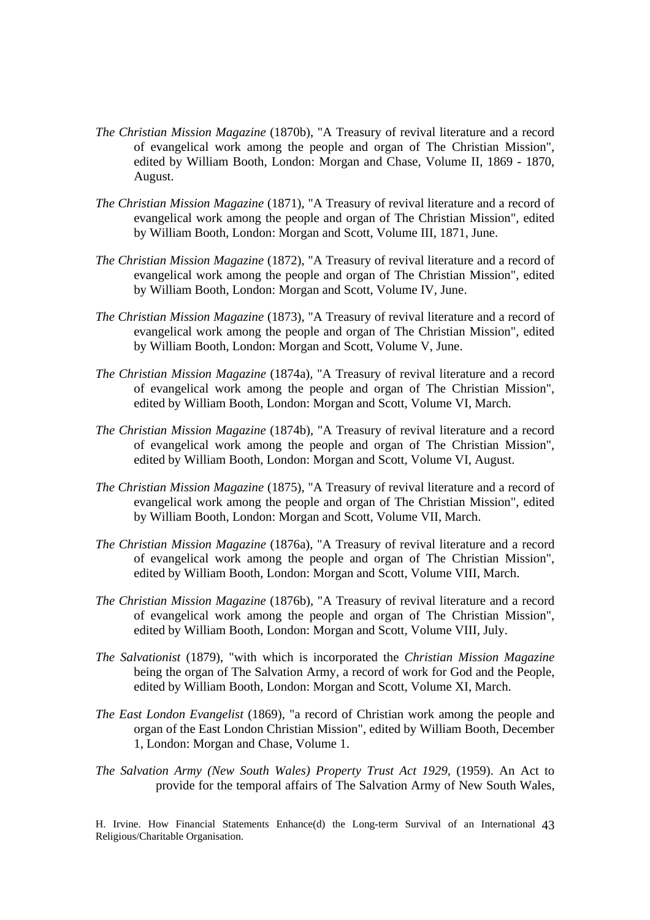*The Christian Mission Magazine* (1870b), "A Treasury of revival literature and a record of evangelical work among the people and organ of The Christian Mission", edited by William Booth, London: Morgan and Chase, Volume II, 1869 - 1870, August.

*The Christian Mission Magazine* (1871), "A Treasury of revival literature and a record of evangelical work among the people and organ of The Christian Mission", edited by William Booth, London: Morgan and Scott, Volume III, 1871, June.

*The Christian Mission Magazine* (1872), "A Treasury of revival literature and a record of evangelical work among the people and organ of The Christian Mission", edited by William Booth, London: Morgan and Scott, Volume IV, June.

*The Christian Mission Magazine* (1873), "A Treasury of revival literature and a record of evangelical work among the people and organ of The Christian Mission", edited by William Booth, London: Morgan and Scott, Volume V, June.

*The Christian Mission Magazine* (1874a), "A Treasury of revival literature and a record of evangelical work among the people and organ of The Christian Mission", edited by William Booth, London: Morgan and Scott, Volume VI, March.

*The Christian Mission Magazine* (1874b), "A Treasury of revival literature and a record of evangelical work among the people and organ of The Christian Mission", edited by William Booth, London: Morgan and Scott, Volume VI, August.

*The Christian Mission Magazine* (1875), "A Treasury of revival literature and a record of evangelical work among the people and organ of The Christian Mission", edited by William Booth, London: Morgan and Scott, Volume VII, March.

*The Christian Mission Magazine* (1876a), "A Treasury of revival literature and a record of evangelical work among the people and organ of The Christian Mission", edited by William Booth, London: Morgan and Scott, Volume VIII, March.

*The Christian Mission Magazine* (1876b), "A Treasury of revival literature and a record of evangelical work among the people and organ of The Christian Mission", edited by William Booth, London: Morgan and Scott, Volume VIII, July.

*The Salvationist* (1879), "with which is incorporated the *Christian Mission Magazine* being the organ of The Salvation Army, a record of work for God and the People, edited by William Booth, London: Morgan and Scott, Volume XI, March.

*The East London Evangelist* (1869), "a record of Christian work among the people and organ of the East London Christian Mission", edited by William Booth, December 1, London: Morgan and Chase, Volume 1.

*The Salvation Army (New South Wales) Property Trust Act 1929*, (1959). An Act to provide for the temporal affairs of The Salvation Army of New South Wales,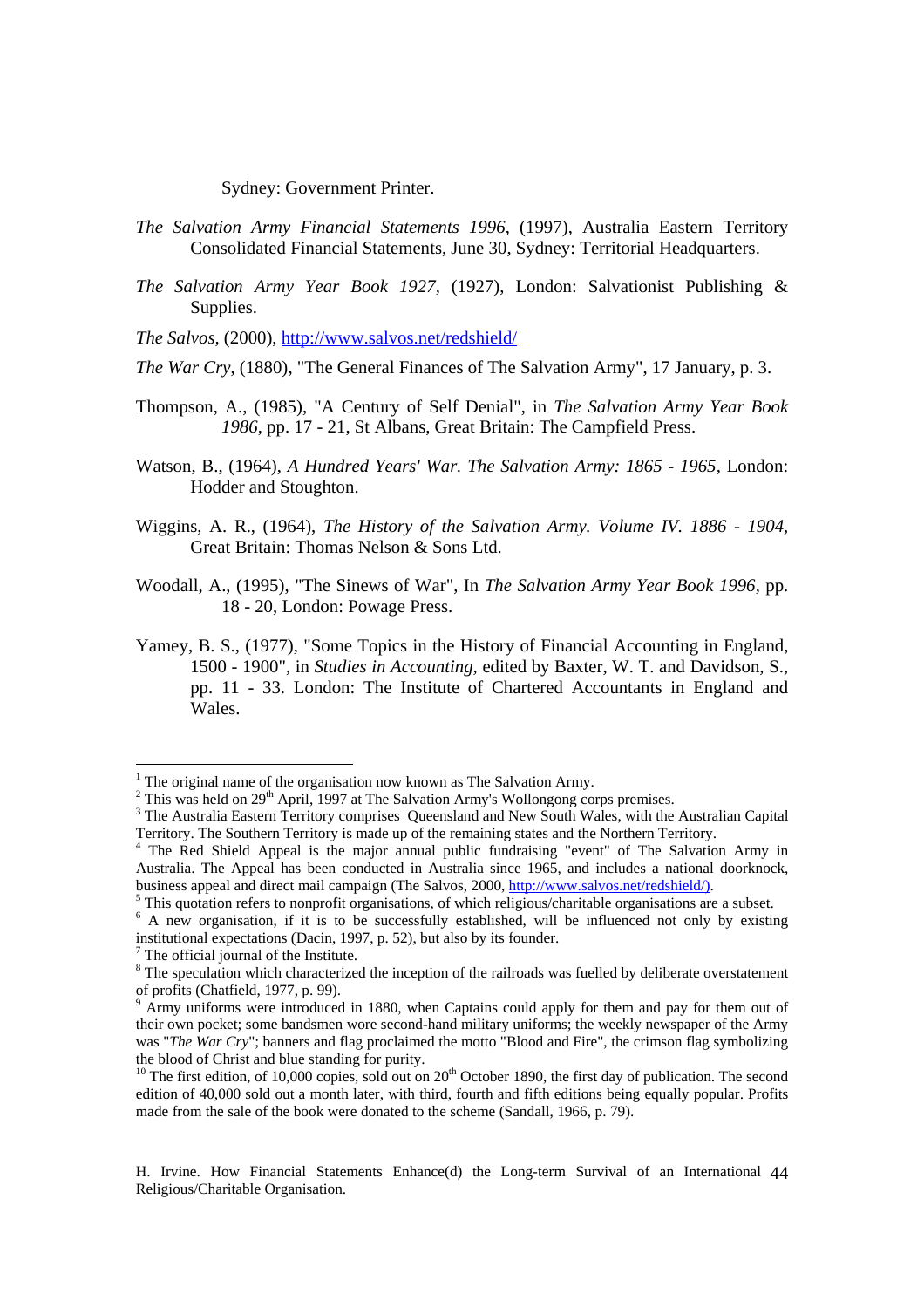Sydney: Government Printer.

*The Salvation Army Financial Statements 1996*, (1997), Australia Eastern Territory Consolidated Financial Statements, June 30, Sydney: Territorial Headquarters.

*The Salvation Army Year Book 1927*, (1927), London: Salvationist Publishing & Supplies.

*The Salvos*, (2000), http://www.salvos.net/redshield/

*The War Cry*, (1880), "The General Finances of The Salvation Army", 17 January, p. 3.

Thompson, A., (1985), "A Century of Self Denial", in *The Salvation Army Year Book 1986*, pp. 17 - 21, St Albans, Great Britain: The Campfield Press.

Watson, B., (1964), *A Hundred Years' War. The Salvation Army: 1865 - 1965*, London: Hodder and Stoughton.

Wiggins, A. R., (1964), *The History of the Salvation Army. Volume IV. 1886 - 1904*, Great Britain: Thomas Nelson & Sons Ltd.

Woodall, A., (1995), "The Sinews of War", In *The Salvation Army Year Book 1996*, pp. 18 - 20, London: Powage Press.

Yamey, B. S., (1977), "Some Topics in the History of Financial Accounting in England, 1500 - 1900", in *Studies in Accounting*, edited by Baxter, W. T. and Davidson, S., pp. 11 - 33. London: The Institute of Chartered Accountants in England and Wales.

---

[1] The original name of the organisation now known as The Salvation Army.

[2] This was held on 29th April, 1997 at The Salvation Army's Wollongong corps premises.

[3] The Australia Eastern Territory comprises Queensland and New South Wales, with the Australian Capital Territory. The Southern Territory is made up of the remaining states and the Northern Territory.

[4] The Red Shield Appeal is the major annual public fundraising "event" of The Salvation Army in Australia. The Appeal has been conducted in Australia since 1965, and includes a national doorknock, business appeal and direct mail campaign (The Salvos, 2000, http://www.salvos.net/redshield/).

[5] This quotation refers to nonprofit organisations, of which religious/charitable organisations are a subset.

[6] A new organisation, if it is to be successfully established, will be influenced not only by existing institutional expectations (Dacin, 1997, p. 52), but also by its founder.

[7] The official journal of the Institute.

[8] The speculation which characterized the inception of the railroads was fuelled by deliberate overstatement of profits (Chatfield, 1977, p. 99).

[9] Army uniforms were introduced in 1880, when Captains could apply for them and pay for them out of their own pocket; some bandsmen wore second-hand military uniforms; the weekly newspaper of the Army was "*The War Cry*"; banners and flag proclaimed the motto "Blood and Fire", the crimson flag symbolizing the blood of Christ and blue standing for purity.

[10] The first edition, of 10,000 copies, sold out on 20th October 1890, the first day of publication. The second edition of 40,000 sold out a month later, with third, fourth and fifth editions being equally popular. Profits made from the sale of the book were donated to the scheme (Sandall, 1966, p. 79).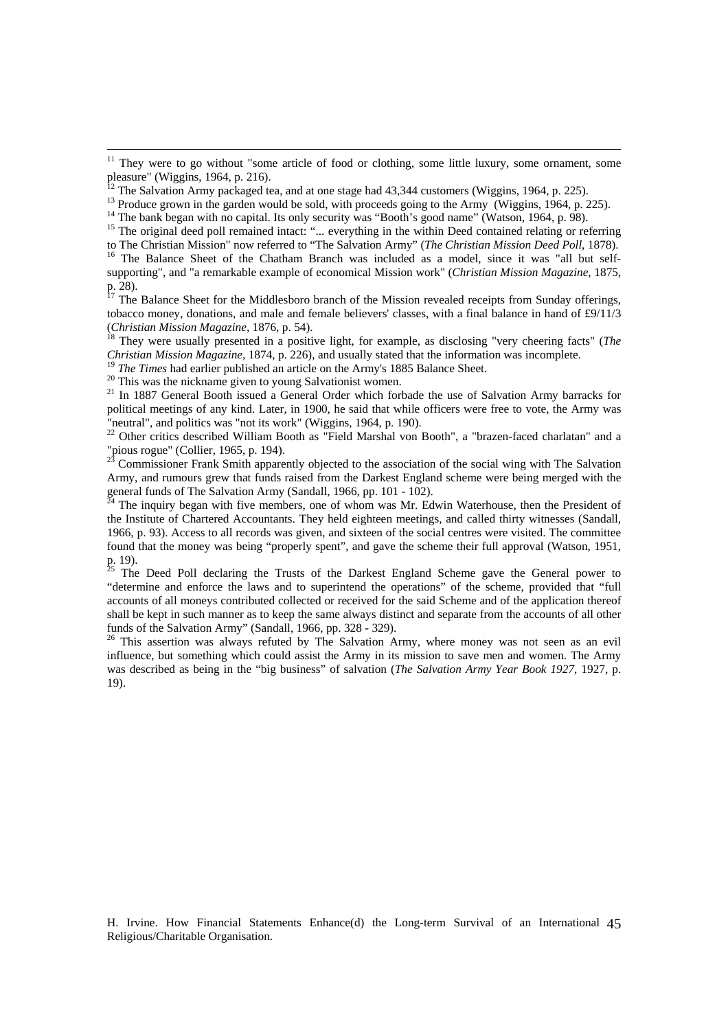[11] They were to go without "some article of food or clothing, some little luxury, some ornament, some pleasure" (Wiggins, 1964, p. 216).

[12] The Salvation Army packaged tea, and at one stage had 43,344 customers (Wiggins, 1964, p. 225).

[13] Produce grown in the garden would be sold, with proceeds going to the Army (Wiggins, 1964, p. 225).

[14] The bank began with no capital. Its only security was "Booth's good name" (Watson, 1964, p. 98).

[15] The original deed poll remained intact: "... everything in the within Deed contained relating or referring to The Christian Mission" now referred to "The Salvation Army" (*The Christian Mission Deed Poll*, 1878).

[16] The Balance Sheet of the Chatham Branch was included as a model, since it was "all but self-supporting", and "a remarkable example of economical Mission work" (*Christian Mission Magazine*, 1875, p. 28).

[17] The Balance Sheet for the Middlesboro branch of the Mission revealed receipts from Sunday offerings, tobacco money, donations, and male and female believers' classes, with a final balance in hand of £9/11/3 (*Christian Mission Magazine*, 1876, p. 54).

[18] They were usually presented in a positive light, for example, as disclosing "very cheering facts" (*The Christian Mission Magazine*, 1874, p. 226), and usually stated that the information was incomplete.

[19] *The Times* had earlier published an article on the Army's 1885 Balance Sheet.

[20] This was the nickname given to young Salvationist women.

[21] In 1887 General Booth issued a General Order which forbade the use of Salvation Army barracks for political meetings of any kind. Later, in 1900, he said that while officers were free to vote, the Army was "neutral", and politics was "not its work" (Wiggins, 1964, p. 190).

[22] Other critics described William Booth as "Field Marshal von Booth", a "brazen-faced charlatan" and a "pious rogue" (Collier, 1965, p. 194).

[23] Commissioner Frank Smith apparently objected to the association of the social wing with The Salvation Army, and rumours grew that funds raised from the Darkest England scheme were being merged with the general funds of The Salvation Army (Sandall, 1966, pp. 101 - 102).

[24] The inquiry began with five members, one of whom was Mr. Edwin Waterhouse, then the President of the Institute of Chartered Accountants. They held eighteen meetings, and called thirty witnesses (Sandall, 1966, p. 93). Access to all records was given, and sixteen of the social centres were visited. The committee found that the money was being "properly spent", and gave the scheme their full approval (Watson, 1951, p. 19).

[25] The Deed Poll declaring the Trusts of the Darkest England Scheme gave the General power to "determine and enforce the laws and to superintend the operations" of the scheme, provided that "full accounts of all moneys contributed collected or received for the said Scheme and of the application thereof shall be kept in such manner as to keep the same always distinct and separate from the accounts of all other funds of the Salvation Army" (Sandall, 1966, pp. 328 - 329).

[26] This assertion was always refuted by The Salvation Army, where money was not seen as an evil influence, but something which could assist the Army in its mission to save men and women. The Army was described as being in the "big business" of salvation (*The Salvation Army Year Book 1927*, 1927, p. 19).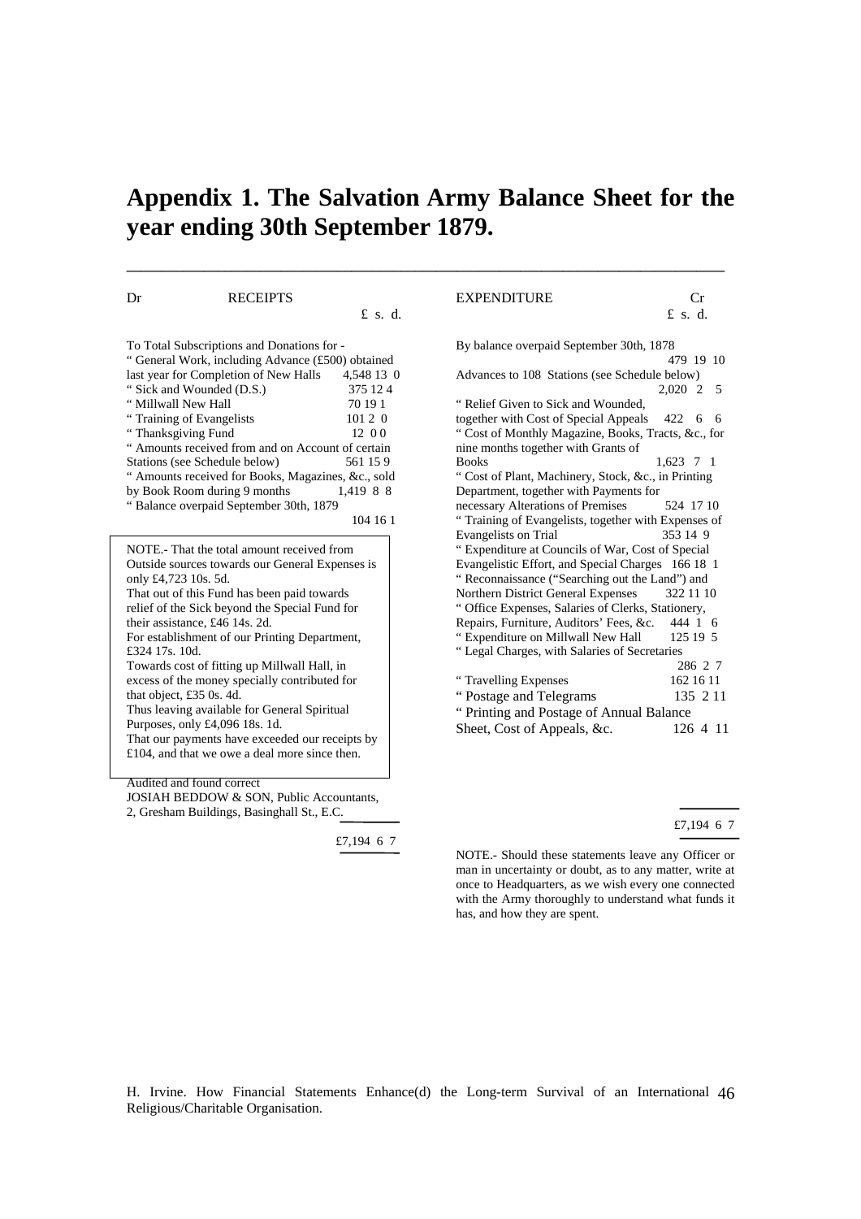# Appendix 1. The Salvation Army Balance Sheet for the year ending 30th September 1879.

| Dr RECEIPTS | £ s. d. | EXPENDITURE Cr | £ s. d. |
|---|---|---|---|
| To Total Subscriptions and Donations for - | | By balance overpaid September 30th, 1878 | 479 19 10 |
| " General Work, including Advance (£500) obtained last year for Completion of New Halls | 4,548 13 0 | Advances to 108 Stations (see Schedule below) | 2,020 2 5 |
| " Sick and Wounded (D.S.) | 375 12 4 | " Relief Given to Sick and Wounded, together with Cost of Special Appeals | 422 6 6 |
| " Millwall New Hall | 70 19 1 | " Cost of Monthly Magazine, Books, Tracts, &c., for nine months together with Grants of Books | 1,623 7 1 |
| " Training of Evangelists | 101 2 0 | " Cost of Plant, Machinery, Stock, &c., in Printing Department, together with Payments for necessary Alterations of Premises | 524 17 10 |
| " Thanksgiving Fund | 12 0 0 | " Training of Evangelists, together with Expenses of Evangelists on Trial | 353 14 9 |
| " Amounts received from and on Account of certain Stations (see Schedule below) | 561 15 9 | " Expenditure at Councils of War, Cost of Special Evangelistic Effort, and Special Charges | 166 18 1 |
| " Amounts received for Books, Magazines, &c., sold by Book Room during 9 months | 1,419 8 8 | " Reconnaissance ("Searching out the Land") and Northern District General Expenses | 322 11 10 |
| " Balance overpaid September 30th, 1879 | 104 16 1 | " Office Expenses, Salaries of Clerks, Stationery, Repairs, Furniture, Auditors' Fees, &c. | 444 1 6 |
| | | " Expenditure on Millwall New Hall | 125 19 5 |
| | | " Legal Charges, with Salaries of Secretaries | 286 2 7 |
| | | " Travelling Expenses | 162 16 11 |
| | | " Postage and Telegrams | 135 2 11 |
| | | " Printing and Postage of Annual Balance Sheet, Cost of Appeals, &c. | 126 4 11 |
| | £7,194 6 7 | | £7,194 6 7 |

NOTE.- That the total amount received from Outside sources towards our General Expenses is only £4,723 10s. 5d.
That out of this Fund has been paid towards relief of the Sick beyond the Special Fund for their assistance, £46 14s. 2d.
For establishment of our Printing Department, £324 17s. 10d.
Towards cost of fitting up Millwall Hall, in excess of the money specially contributed for that object, £35 0s. 4d.
Thus leaving available for General Spiritual Purposes, only £4,096 18s. 1d.
That our payments have exceeded our receipts by £104, and that we owe a deal more since then.

Audited and found correct
JOSIAH BEDDOW & SON, Public Accountants,
2, Gresham Buildings, Basinghall St., E.C.

NOTE.- Should these statements leave any Officer or man in uncertainty or doubt, as to any matter, write at once to Headquarters, as we wish every one connected with the Army thoroughly to understand what funds it has, and how they are spent.